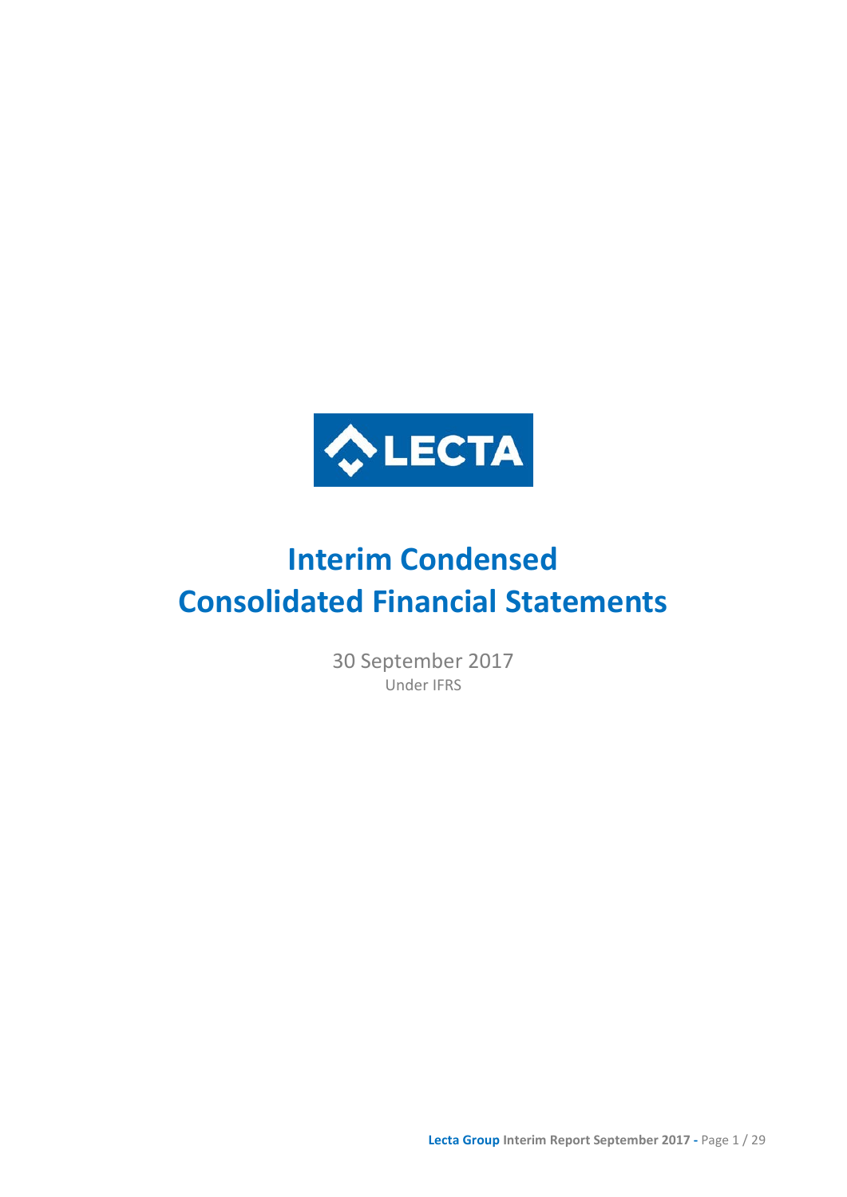LECTA

# Interim Condensed Consolidated Financial Statements

30 September 2017

Under IFRS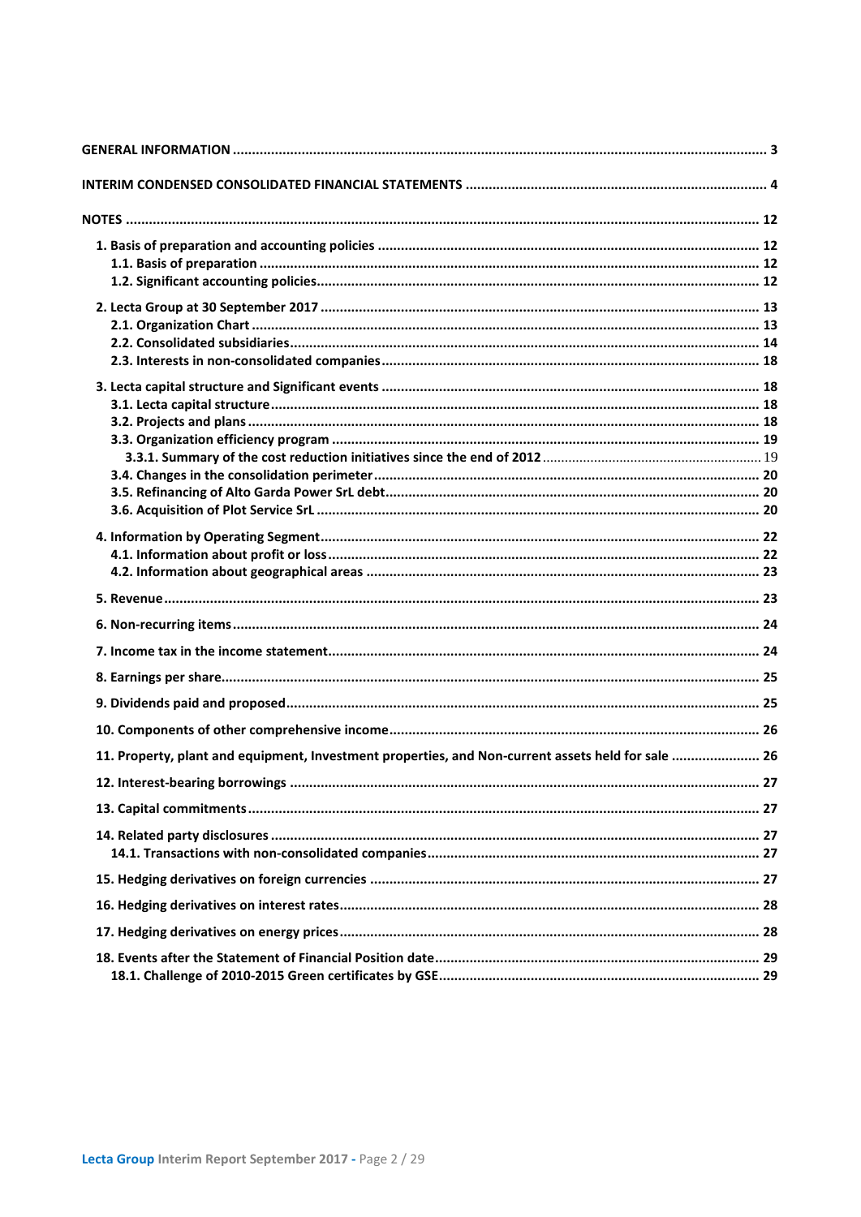| | |
|---|---|
| **GENERAL INFORMATION** | **3** |
| **INTERIM CONDENSED CONSOLIDATED FINANCIAL STATEMENTS** | **4** |
| **NOTES** | **12** |
| **1. Basis of preparation and accounting policies** | **12** |
| **1.1. Basis of preparation** | **12** |
| **1.2. Significant accounting policies** | **12** |
| **2. Lecta Group at 30 September 2017** | **13** |
| **2.1. Organization Chart** | **13** |
| **2.2. Consolidated subsidiaries** | **14** |
| **2.3. Interests in non-consolidated companies** | **18** |
| **3. Lecta capital structure and Significant events** | **18** |
| **3.1. Lecta capital structure** | **18** |
| **3.2. Projects and plans** | **18** |
| **3.3. Organization efficiency program** | **19** |
| **3.3.1. Summary of the cost reduction initiatives since the end of 2012** | 19 |
| **3.4. Changes in the consolidation perimeter** | **20** |
| **3.5. Refinancing of Alto Garda Power SrL debt** | **20** |
| **3.6. Acquisition of Plot Service SrL** | **20** |
| **4. Information by Operating Segment** | **22** |
| **4.1. Information about profit or loss** | **22** |
| **4.2. Information about geographical areas** | **23** |
| **5. Revenue** | **23** |
| **6. Non-recurring items** | **24** |
| **7. Income tax in the income statement** | **24** |
| **8. Earnings per share** | **25** |
| **9. Dividends paid and proposed** | **25** |
| **10. Components of other comprehensive income** | **26** |
| **11. Property, plant and equipment, Investment properties, and Non-current assets held for sale** | **26** |
| **12. Interest-bearing borrowings** | **27** |
| **13. Capital commitments** | **27** |
| **14. Related party disclosures** | **27** |
| **14.1. Transactions with non-consolidated companies** | **27** |
| **15. Hedging derivatives on foreign currencies** | **27** |
| **16. Hedging derivatives on interest rates** | **28** |
| **17. Hedging derivatives on energy prices** | **28** |
| **18. Events after the Statement of Financial Position date** | **29** |
| **18.1. Challenge of 2010-2015 Green certificates by GSE** | **29** |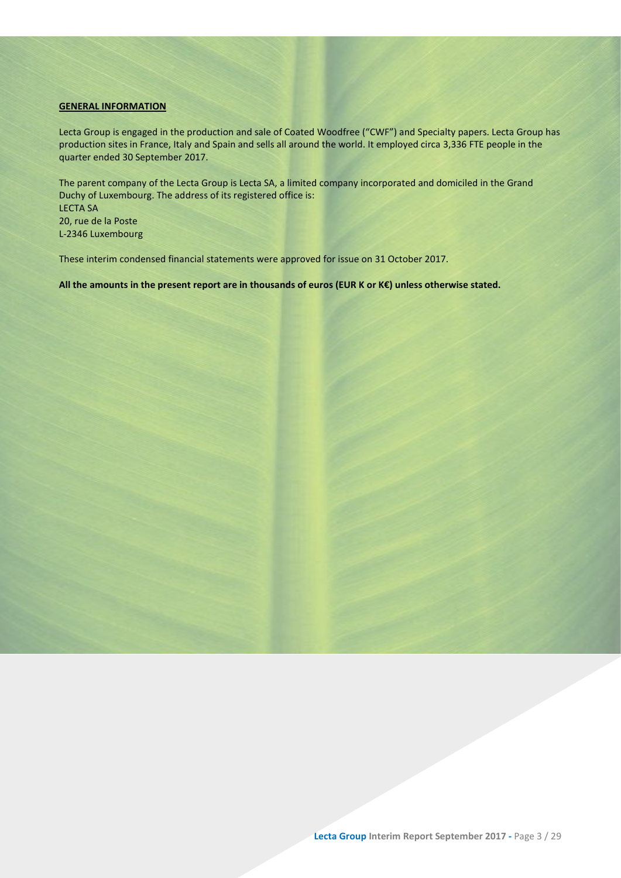## GENERAL INFORMATION

Lecta Group is engaged in the production and sale of Coated Woodfree ("CWF") and Specialty papers. Lecta Group has production sites in France, Italy and Spain and sells all around the world. It employed circa 3,336 FTE people in the quarter ended 30 September 2017.

The parent company of the Lecta Group is Lecta SA, a limited company incorporated and domiciled in the Grand Duchy of Luxembourg. The address of its registered office is:
LECTA SA
20, rue de la Poste
L-2346 Luxembourg

These interim condensed financial statements were approved for issue on 31 October 2017.

**All the amounts in the present report are in thousands of euros (EUR K or K€) unless otherwise stated.**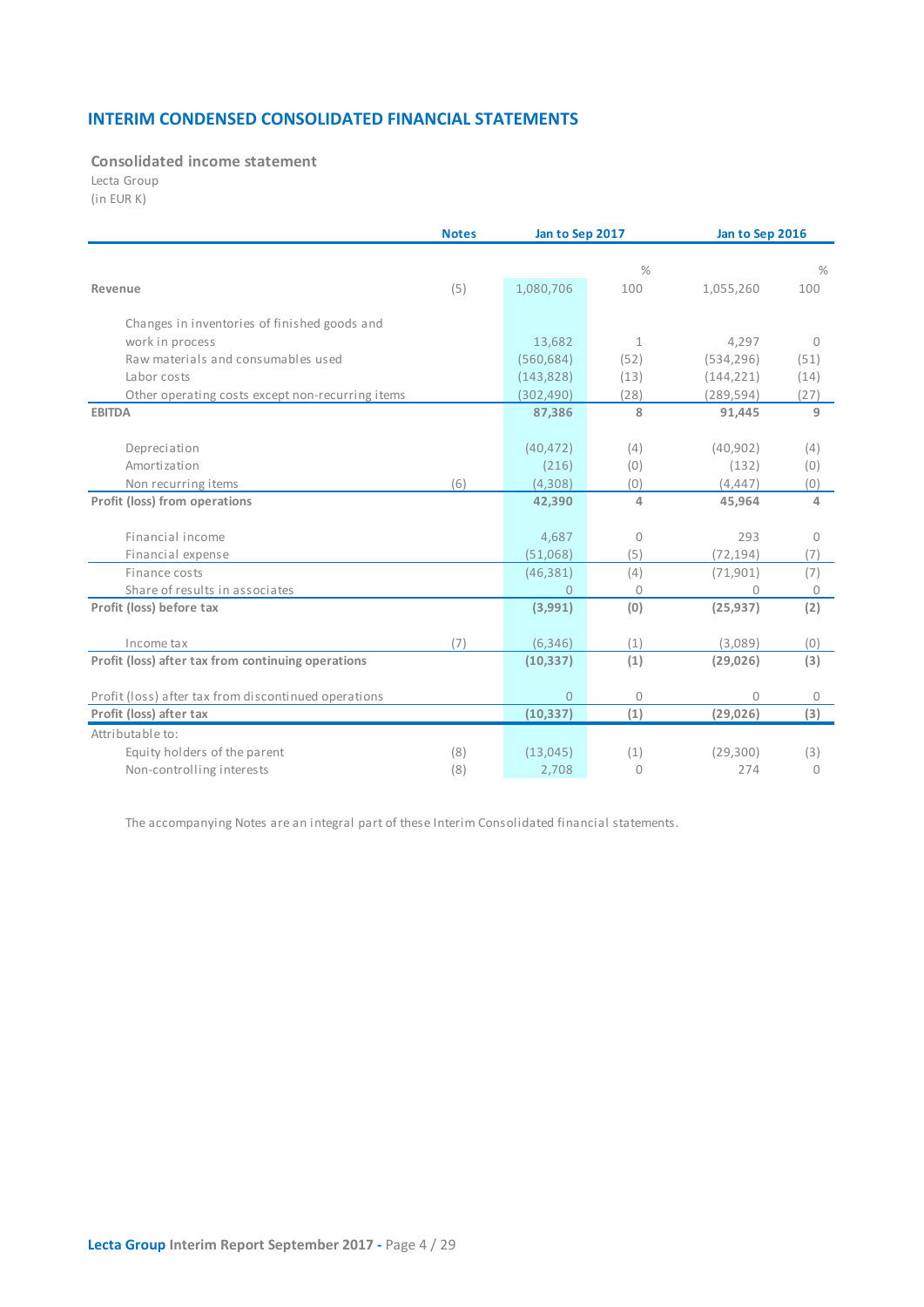## INTERIM CONDENSED CONSOLIDATED FINANCIAL STATEMENTS

### Consolidated income statement

Lecta Group
(in EUR K)

| | Notes | Jan to Sep 2017 | | Jan to Sep 2016 | |
|---|---|---|---|---|---|
| | | | % | | % |
| **Revenue** | (5) | 1,080,706 | 100 | 1,055,260 | 100 |
| Changes in inventories of finished goods and work in process | | 13,682 | 1 | 4,297 | 0 |
| Raw materials and consumables used | | (560,684) | (52) | (534,296) | (51) |
| Labor costs | | (143,828) | (13) | (144,221) | (14) |
| Other operating costs except non-recurring items | | (302,490) | (28) | (289,594) | (27) |
| **EBITDA** | | **87,386** | **8** | **91,445** | **9** |
| Depreciation | | (40,472) | (4) | (40,902) | (4) |
| Amortization | | (216) | (0) | (132) | (0) |
| Non recurring items | (6) | (4,308) | (0) | (4,447) | (0) |
| **Profit (loss) from operations** | | **42,390** | **4** | **45,964** | **4** |
| Financial income | | 4,687 | 0 | 293 | 0 |
| Financial expense | | (51,068) | (5) | (72,194) | (7) |
| Finance costs | | (46,381) | (4) | (71,901) | (7) |
| Share of results in associates | | 0 | 0 | 0 | 0 |
| **Profit (loss) before tax** | | **(3,991)** | **(0)** | **(25,937)** | **(2)** |
| Income tax | (7) | (6,346) | (1) | (3,089) | (0) |
| **Profit (loss) after tax from continuing operations** | | **(10,337)** | **(1)** | **(29,026)** | **(3)** |
| Profit (loss) after tax from discontinued operations | | 0 | 0 | 0 | 0 |
| **Profit (loss) after tax** | | **(10,337)** | **(1)** | **(29,026)** | **(3)** |
| Attributable to: | | | | | |
| Equity holders of the parent | (8) | (13,045) | (1) | (29,300) | (3) |
| Non-controlling interests | (8) | 2,708 | 0 | 274 | 0 |

The accompanying Notes are an integral part of these Interim Consolidated financial statements.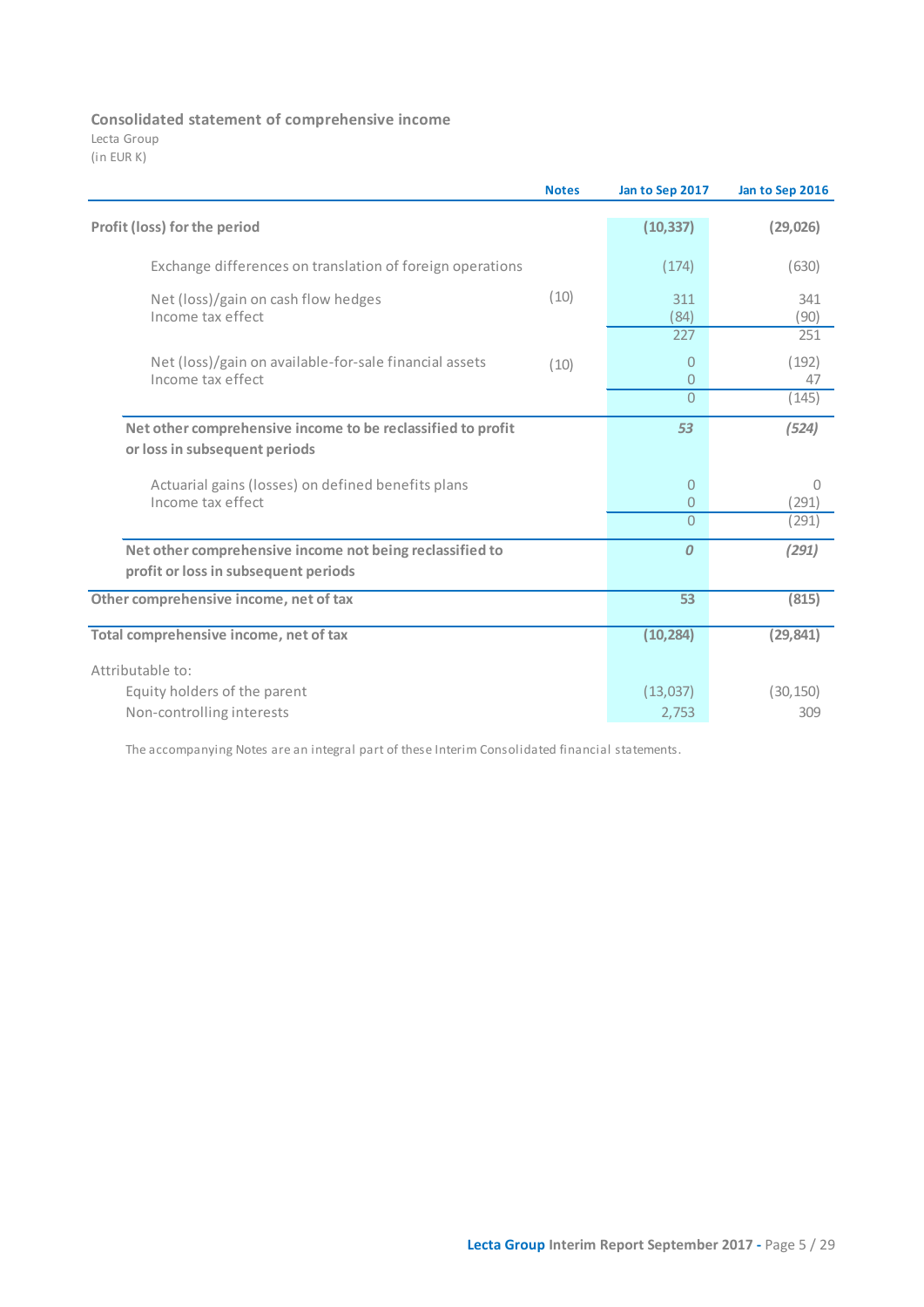## Consolidated statement of comprehensive income

Lecta Group
(in EUR K)

| | Notes | Jan to Sep 2017 | Jan to Sep 2016 |
|---|---|---|---|
| **Profit (loss) for the period** | | **(10,337)** | **(29,026)** |
| Exchange differences on translation of foreign operations | | (174) | (630) |
| Net (loss)/gain on cash flow hedges | (10) | 311 | 341 |
| Income tax effect | | (84) | (90) |
| | | 227 | 251 |
| Net (loss)/gain on available-for-sale financial assets | (10) | 0 | (192) |
| Income tax effect | | 0 | 47 |
| | | 0 | (145) |
| **Net other comprehensive income to be reclassified to profit or loss in subsequent periods** | | ***53*** | ***(524)*** |
| Actuarial gains (losses) on defined benefits plans | | 0 | 0 |
| Income tax effect | | 0 | (291) |
| | | 0 | (291) |
| **Net other comprehensive income not being reclassified to profit or loss in subsequent periods** | | ***0*** | ***(291)*** |
| **Other comprehensive income, net of tax** | | **53** | **(815)** |
| **Total comprehensive income, net of tax** | | **(10,284)** | **(29,841)** |
| Attributable to: | | | |
| Equity holders of the parent | | (13,037) | (30,150) |
| Non-controlling interests | | 2,753 | 309 |

The accompanying Notes are an integral part of these Interim Consolidated financial statements.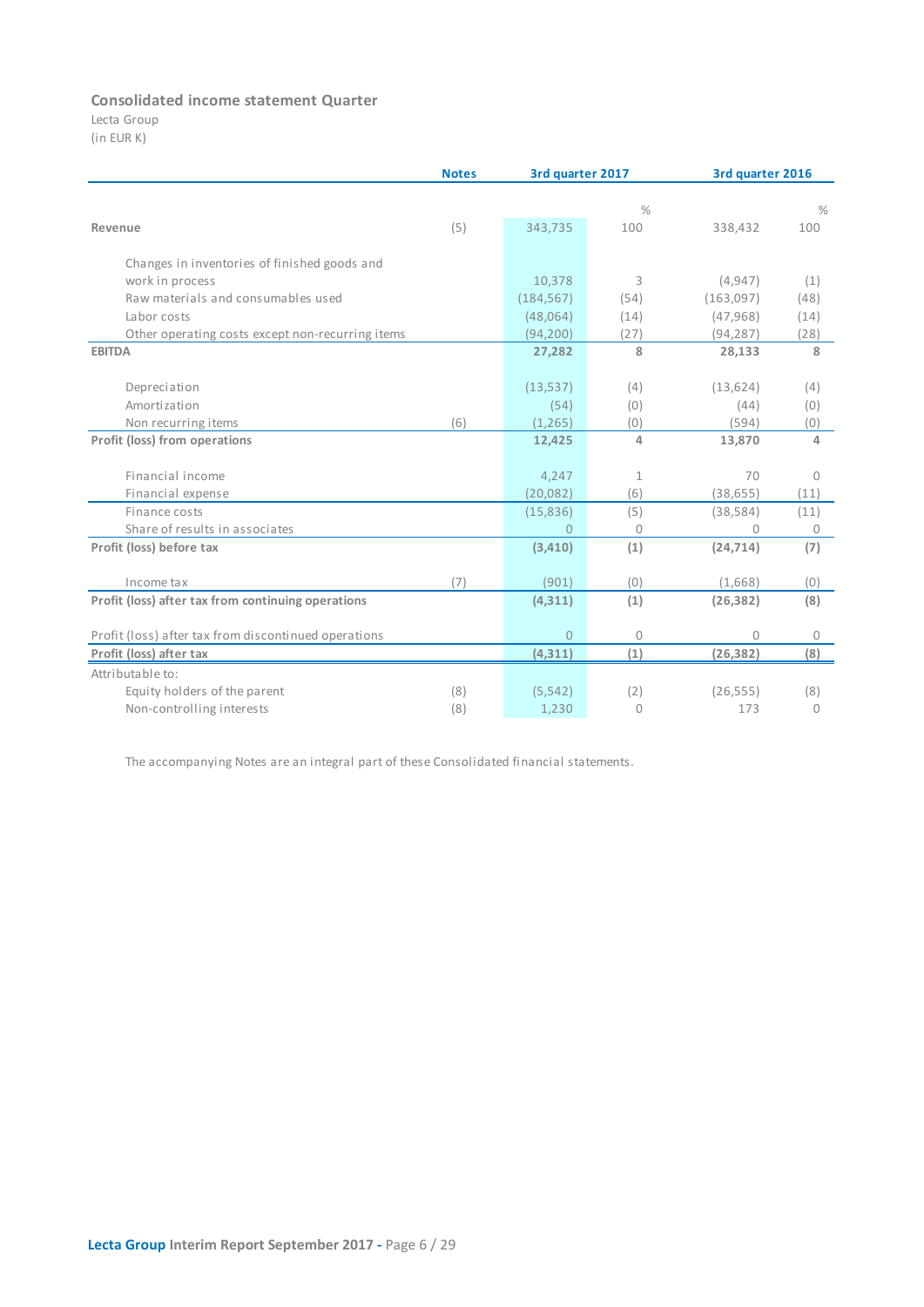### Consolidated income statement Quarter

Lecta Group
(in EUR K)

| | Notes | 3rd quarter 2017 | % | 3rd quarter 2016 | % |
|---|---|---|---|---|---|
| **Revenue** | (5) | 343,735 | 100 | 338,432 | 100 |
| Changes in inventories of finished goods and work in process | | 10,378 | 3 | (4,947) | (1) |
| Raw materials and consumables used | | (184,567) | (54) | (163,097) | (48) |
| Labor costs | | (48,064) | (14) | (47,968) | (14) |
| Other operating costs except non-recurring items | | (94,200) | (27) | (94,287) | (28) |
| **EBITDA** | | **27,282** | **8** | **28,133** | **8** |
| Depreciation | | (13,537) | (4) | (13,624) | (4) |
| Amortization | | (54) | (0) | (44) | (0) |
| Non recurring items | (6) | (1,265) | (0) | (594) | (0) |
| **Profit (loss) from operations** | | **12,425** | **4** | **13,870** | **4** |
| Financial income | | 4,247 | 1 | 70 | 0 |
| Financial expense | | (20,082) | (6) | (38,655) | (11) |
| Finance costs | | (15,836) | (5) | (38,584) | (11) |
| Share of results in associates | | 0 | 0 | 0 | 0 |
| **Profit (loss) before tax** | | **(3,410)** | **(1)** | **(24,714)** | **(7)** |
| Income tax | (7) | (901) | (0) | (1,668) | (0) |
| **Profit (loss) after tax from continuing operations** | | **(4,311)** | **(1)** | **(26,382)** | **(8)** |
| Profit (loss) after tax from discontinued operations | | 0 | 0 | 0 | 0 |
| **Profit (loss) after tax** | | **(4,311)** | **(1)** | **(26,382)** | **(8)** |
| Attributable to: | | | | | |
| Equity holders of the parent | (8) | (5,542) | (2) | (26,555) | (8) |
| Non-controlling interests | (8) | 1,230 | 0 | 173 | 0 |

The accompanying Notes are an integral part of these Consolidated financial statements.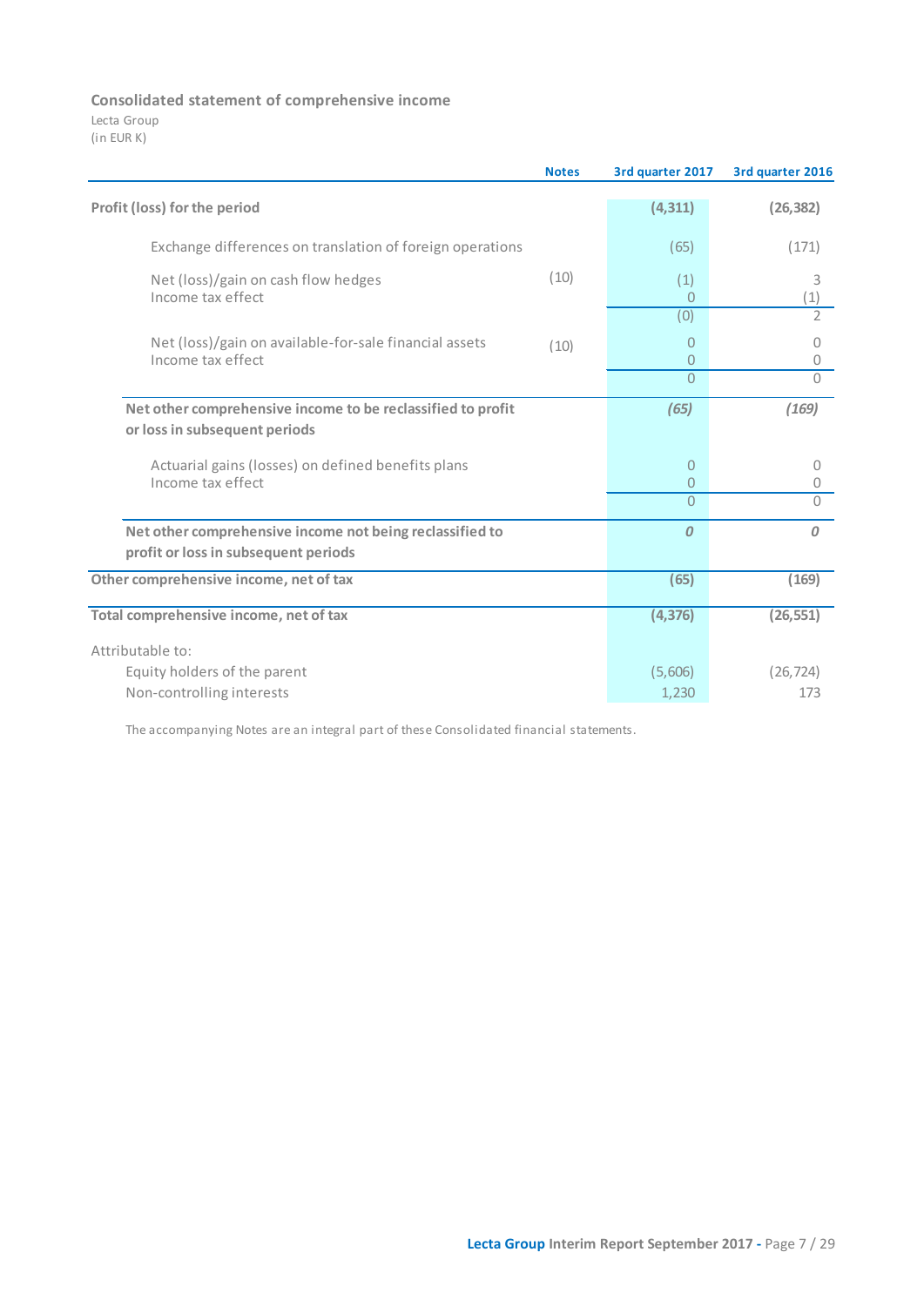### Consolidated statement of comprehensive income

Lecta Group
(in EUR K)

| | Notes | 3rd quarter 2017 | 3rd quarter 2016 |
|---|---|---|---|
| **Profit (loss) for the period** | | **(4,311)** | **(26,382)** |
| Exchange differences on translation of foreign operations | | (65) | (171) |
| Net (loss)/gain on cash flow hedges | (10) | (1) | 3 |
| Income tax effect | | 0 | (1) |
| | | (0) | 2 |
| Net (loss)/gain on available-for-sale financial assets | (10) | 0 | 0 |
| Income tax effect | | 0 | 0 |
| | | 0 | 0 |
| **Net other comprehensive income to be reclassified to profit or loss in subsequent periods** | | ***(65)*** | ***(169)*** |
| Actuarial gains (losses) on defined benefits plans | | 0 | 0 |
| Income tax effect | | 0 | 0 |
| | | 0 | 0 |
| **Net other comprehensive income not being reclassified to profit or loss in subsequent periods** | | ***0*** | ***0*** |
| **Other comprehensive income, net of tax** | | **(65)** | **(169)** |
| **Total comprehensive income, net of tax** | | **(4,376)** | **(26,551)** |
| Attributable to: | | | |
| Equity holders of the parent | | (5,606) | (26,724) |
| Non-controlling interests | | 1,230 | 173 |

The accompanying Notes are an integral part of these Consolidated financial statements.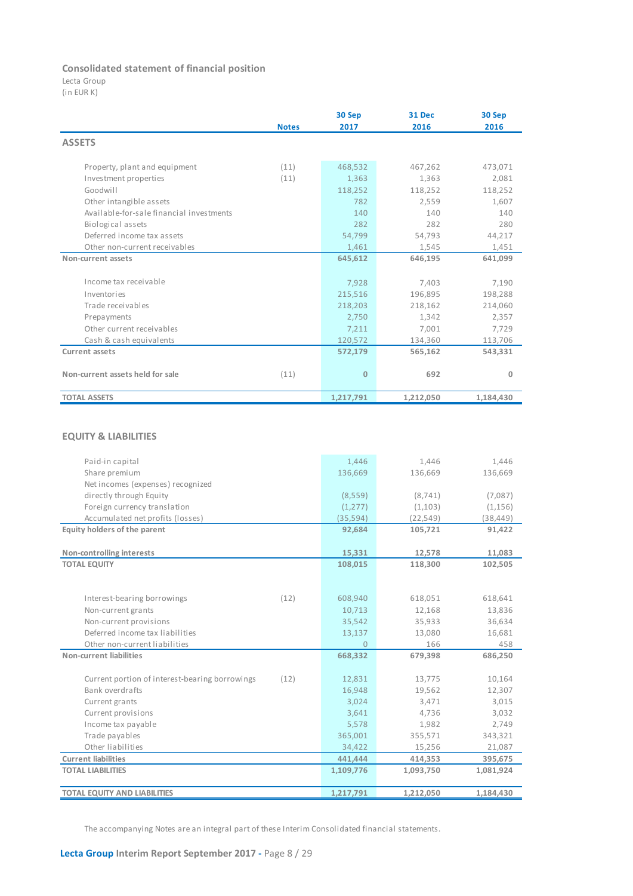## Consolidated statement of financial position

Lecta Group
(in EUR K)

| | Notes | 30 Sep 2017 | 31 Dec 2016 | 30 Sep 2016 |
|---|---|---|---|---|
| **ASSETS** | | | | |
| Property, plant and equipment | (11) | 468,532 | 467,262 | 473,071 |
| Investment properties | (11) | 1,363 | 1,363 | 2,081 |
| Goodwill | | 118,252 | 118,252 | 118,252 |
| Other intangible assets | | 782 | 2,559 | 1,607 |
| Available-for-sale financial investments | | 140 | 140 | 140 |
| Biological assets | | 282 | 282 | 280 |
| Deferred income tax assets | | 54,799 | 54,793 | 44,217 |
| Other non-current receivables | | 1,461 | 1,545 | 1,451 |
| **Non-current assets** | | **645,612** | **646,195** | **641,099** |
| Income tax receivable | | 7,928 | 7,403 | 7,190 |
| Inventories | | 215,516 | 196,895 | 198,288 |
| Trade receivables | | 218,203 | 218,162 | 214,060 |
| Prepayments | | 2,750 | 1,342 | 2,357 |
| Other current receivables | | 7,211 | 7,001 | 7,729 |
| Cash & cash equivalents | | 120,572 | 134,360 | 113,706 |
| **Current assets** | | **572,179** | **565,162** | **543,331** |
| **Non-current assets held for sale** | (11) | **0** | **692** | **0** |
| **TOTAL ASSETS** | | **1,217,791** | **1,212,050** | **1,184,430** |

| | Notes | 30 Sep 2017 | 31 Dec 2016 | 30 Sep 2016 |
|---|---|---|---|---|
| **EQUITY & LIABILITIES** | | | | |
| Paid-in capital | | 1,446 | 1,446 | 1,446 |
| Share premium | | 136,669 | 136,669 | 136,669 |
| Net incomes (expenses) recognized directly through Equity | | (8,559) | (8,741) | (7,087) |
| Foreign currency translation | | (1,277) | (1,103) | (1,156) |
| Accumulated net profits (losses) | | (35,594) | (22,549) | (38,449) |
| **Equity holders of the parent** | | **92,684** | **105,721** | **91,422** |
| **Non-controlling interests** | | **15,331** | **12,578** | **11,083** |
| **TOTAL EQUITY** | | **108,015** | **118,300** | **102,505** |
| Interest-bearing borrowings | (12) | 608,940 | 618,051 | 618,641 |
| Non-current grants | | 10,713 | 12,168 | 13,836 |
| Non-current provisions | | 35,542 | 35,933 | 36,634 |
| Deferred income tax liabilities | | 13,137 | 13,080 | 16,681 |
| Other non-current liabilities | | 0 | 166 | 458 |
| **Non-current liabilities** | | **668,332** | **679,398** | **686,250** |
| Current portion of interest-bearing borrowings | (12) | 12,831 | 13,775 | 10,164 |
| Bank overdrafts | | 16,948 | 19,562 | 12,307 |
| Current grants | | 3,024 | 3,471 | 3,015 |
| Current provisions | | 3,641 | 4,736 | 3,032 |
| Income tax payable | | 5,578 | 1,982 | 2,749 |
| Trade payables | | 365,001 | 355,571 | 343,321 |
| Other liabilities | | 34,422 | 15,256 | 21,087 |
| **Current liabilities** | | **441,444** | **414,353** | **395,675** |
| **TOTAL LIABILITIES** | | **1,109,776** | **1,093,750** | **1,081,924** |
| **TOTAL EQUITY AND LIABILITIES** | | **1,217,791** | **1,212,050** | **1,184,430** |

The accompanying Notes are an integral part of these Interim Consolidated financial statements.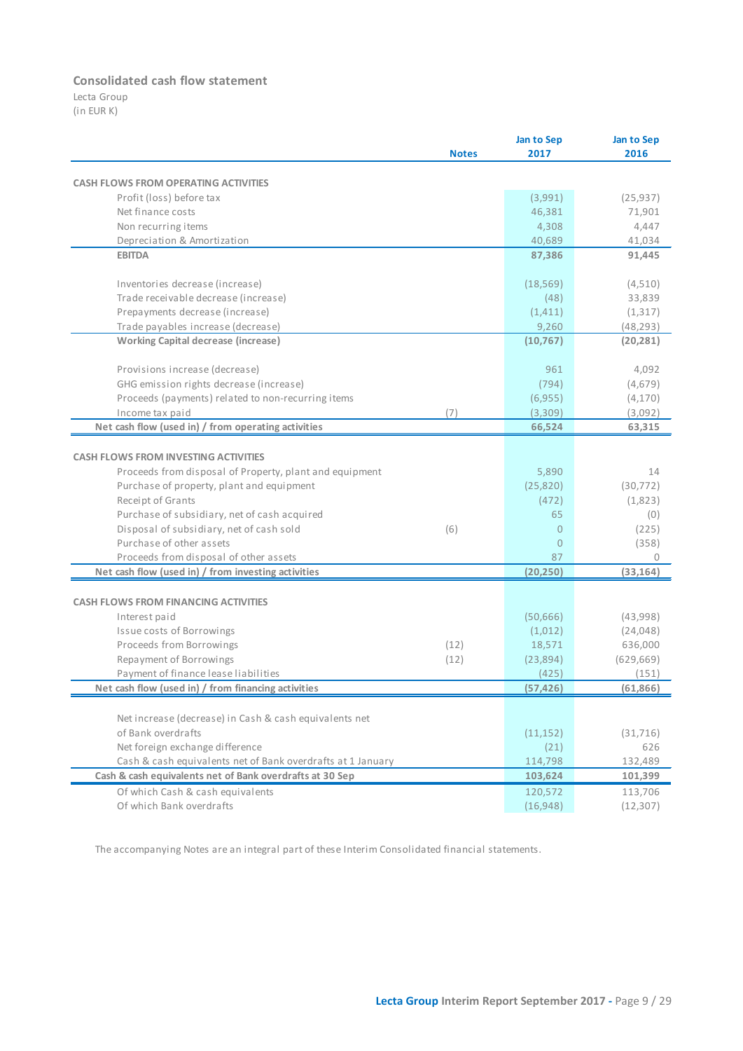## Consolidated cash flow statement

Lecta Group
(in EUR K)

| | Notes | Jan to Sep 2017 | Jan to Sep 2016 |
|---|---|---|---|
| **CASH FLOWS FROM OPERATING ACTIVITIES** | | | |
| Profit (loss) before tax | | (3,991) | (25,937) |
| Net finance costs | | 46,381 | 71,901 |
| Non recurring items | | 4,308 | 4,447 |
| Depreciation & Amortization | | 40,689 | 41,034 |
| **EBITDA** | | **87,386** | **91,445** |
| Inventories decrease (increase) | | (18,569) | (4,510) |
| Trade receivable decrease (increase) | | (48) | 33,839 |
| Prepayments decrease (increase) | | (1,411) | (1,317) |
| Trade payables increase (decrease) | | 9,260 | (48,293) |
| **Working Capital decrease (increase)** | | **(10,767)** | **(20,281)** |
| Provisions increase (decrease) | | 961 | 4,092 |
| GHG emission rights decrease (increase) | | (794) | (4,679) |
| Proceeds (payments) related to non-recurring items | | (6,955) | (4,170) |
| Income tax paid | (7) | (3,309) | (3,092) |
| **Net cash flow (used in) / from operating activities** | | **66,524** | **63,315** |
| **CASH FLOWS FROM INVESTING ACTIVITIES** | | | |
| Proceeds from disposal of Property, plant and equipment | | 5,890 | 14 |
| Purchase of property, plant and equipment | | (25,820) | (30,772) |
| Receipt of Grants | | (472) | (1,823) |
| Purchase of subsidiary, net of cash acquired | | 65 | (0) |
| Disposal of subsidiary, net of cash sold | (6) | 0 | (225) |
| Purchase of other assets | | 0 | (358) |
| Proceeds from disposal of other assets | | 87 | 0 |
| **Net cash flow (used in) / from investing activities** | | **(20,250)** | **(33,164)** |
| **CASH FLOWS FROM FINANCING ACTIVITIES** | | | |
| Interest paid | | (50,666) | (43,998) |
| Issue costs of Borrowings | | (1,012) | (24,048) |
| Proceeds from Borrowings | (12) | 18,571 | 636,000 |
| Repayment of Borrowings | (12) | (23,894) | (629,669) |
| Payment of finance lease liabilities | | (425) | (151) |
| **Net cash flow (used in) / from financing activities** | | **(57,426)** | **(61,866)** |
| Net increase (decrease) in Cash & cash equivalents net of Bank overdrafts | | (11,152) | (31,716) |
| Net foreign exchange difference | | (21) | 626 |
| Cash & cash equivalents net of Bank overdrafts at 1 January | | 114,798 | 132,489 |
| **Cash & cash equivalents net of Bank overdrafts at 30 Sep** | | **103,624** | **101,399** |
| Of which Cash & cash equivalents | | 120,572 | 113,706 |
| Of which Bank overdrafts | | (16,948) | (12,307) |

The accompanying Notes are an integral part of these Interim Consolidated financial statements.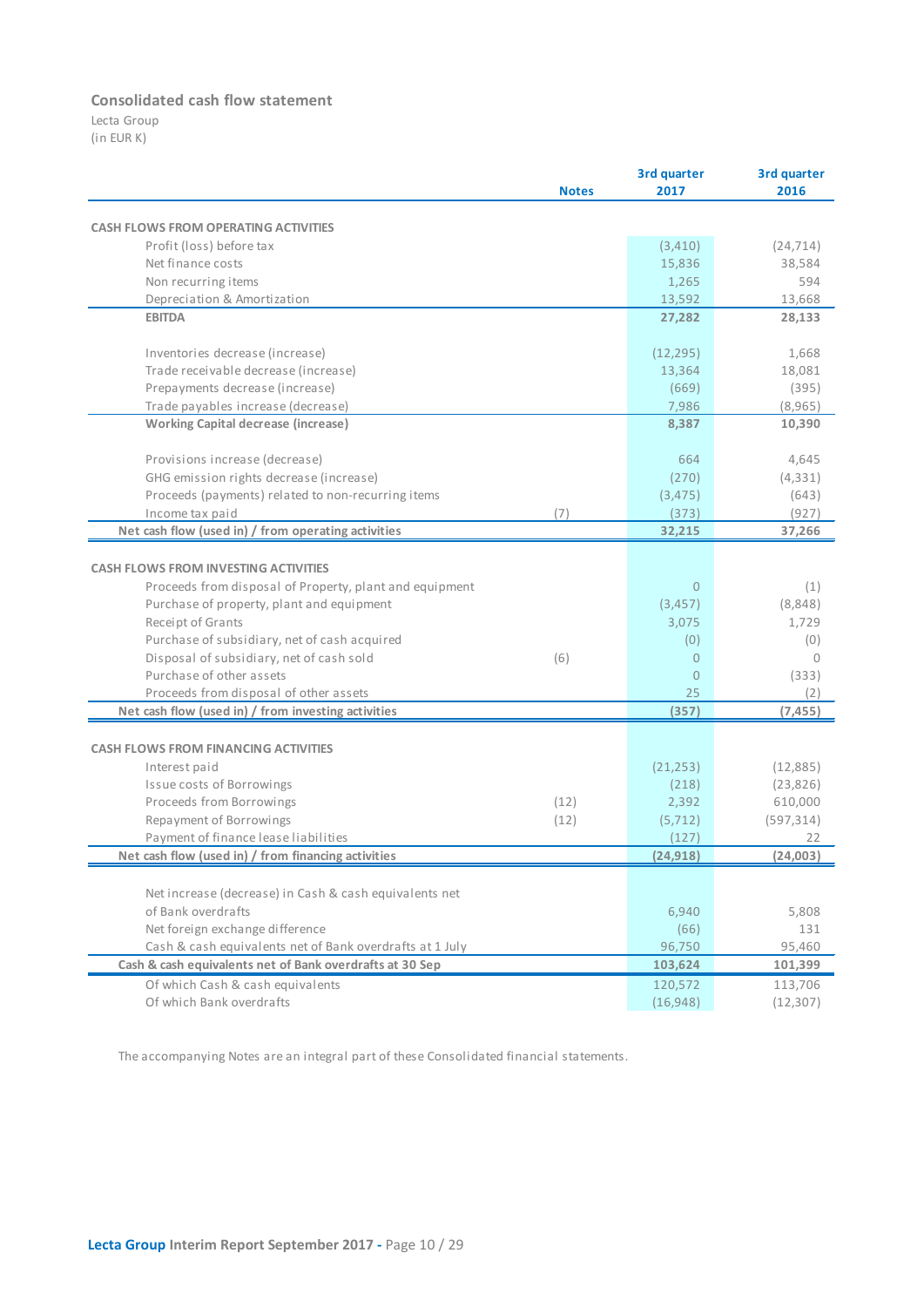## Consolidated cash flow statement

Lecta Group
(in EUR K)

| | Notes | 3rd quarter 2017 | 3rd quarter 2016 |
|---|---|---|---|
| **CASH FLOWS FROM OPERATING ACTIVITIES** | | | |
| Profit (loss) before tax | | (3,410) | (24,714) |
| Net finance costs | | 15,836 | 38,584 |
| Non recurring items | | 1,265 | 594 |
| Depreciation & Amortization | | 13,592 | 13,668 |
| **EBITDA** | | **27,282** | **28,133** |
| Inventories decrease (increase) | | (12,295) | 1,668 |
| Trade receivable decrease (increase) | | 13,364 | 18,081 |
| Prepayments decrease (increase) | | (669) | (395) |
| Trade payables increase (decrease) | | 7,986 | (8,965) |
| **Working Capital decrease (increase)** | | **8,387** | **10,390** |
| Provisions increase (decrease) | | 664 | 4,645 |
| GHG emission rights decrease (increase) | | (270) | (4,331) |
| Proceeds (payments) related to non-recurring items | | (3,475) | (643) |
| Income tax paid | (7) | (373) | (927) |
| **Net cash flow (used in) / from operating activities** | | **32,215** | **37,266** |
| **CASH FLOWS FROM INVESTING ACTIVITIES** | | | |
| Proceeds from disposal of Property, plant and equipment | | 0 | (1) |
| Purchase of property, plant and equipment | | (3,457) | (8,848) |
| Receipt of Grants | | 3,075 | 1,729 |
| Purchase of subsidiary, net of cash acquired | | (0) | (0) |
| Disposal of subsidiary, net of cash sold | (6) | 0 | 0 |
| Purchase of other assets | | 0 | (333) |
| Proceeds from disposal of other assets | | 25 | (2) |
| **Net cash flow (used in) / from investing activities** | | **(357)** | **(7,455)** |
| **CASH FLOWS FROM FINANCING ACTIVITIES** | | | |
| Interest paid | | (21,253) | (12,885) |
| Issue costs of Borrowings | | (218) | (23,826) |
| Proceeds from Borrowings | (12) | 2,392 | 610,000 |
| Repayment of Borrowings | (12) | (5,712) | (597,314) |
| Payment of finance lease liabilities | | (127) | 22 |
| **Net cash flow (used in) / from financing activities** | | **(24,918)** | **(24,003)** |
| Net increase (decrease) in Cash & cash equivalents net of Bank overdrafts | | 6,940 | 5,808 |
| Net foreign exchange difference | | (66) | 131 |
| Cash & cash equivalents net of Bank overdrafts at 1 July | | 96,750 | 95,460 |
| **Cash & cash equivalents net of Bank overdrafts at 30 Sep** | | **103,624** | **101,399** |
| Of which Cash & cash equivalents | | 120,572 | 113,706 |
| Of which Bank overdrafts | | (16,948) | (12,307) |

The accompanying Notes are an integral part of these Consolidated financial statements.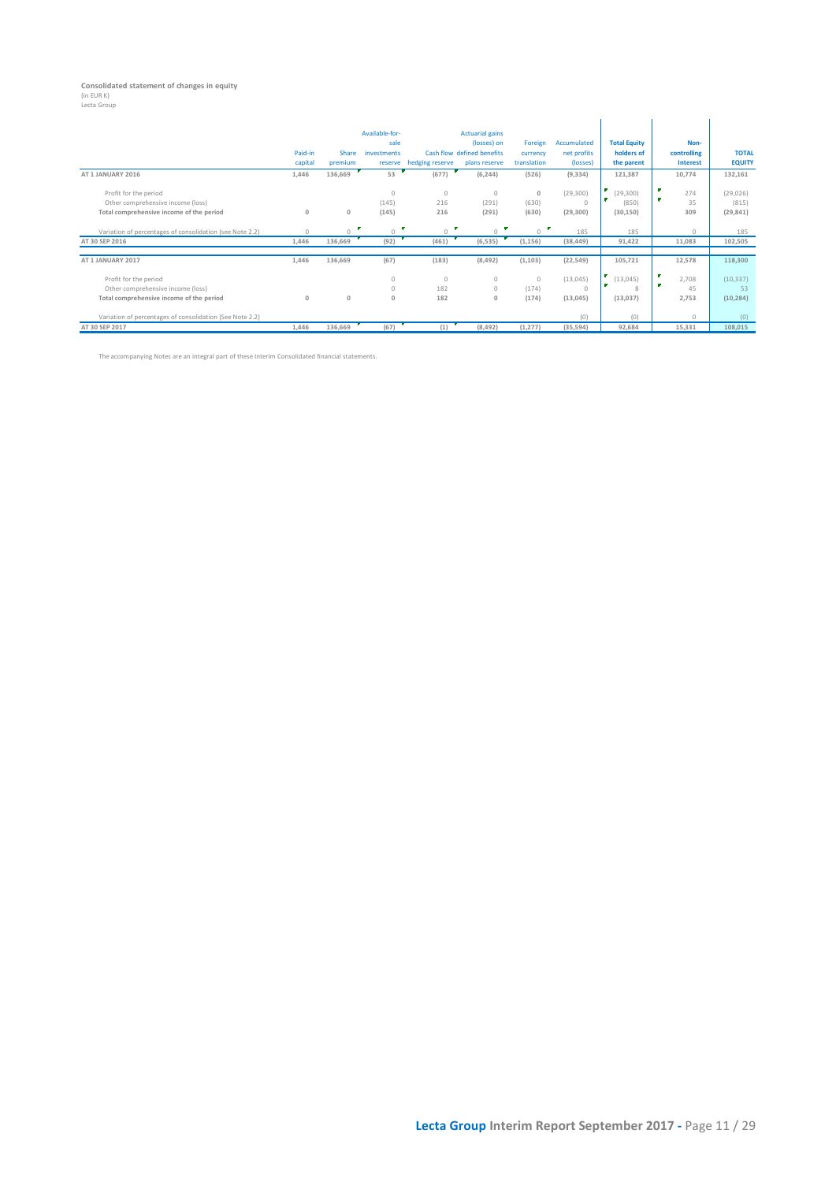**Consolidated statement of changes in equity**
(in EUR K)
Lecta Group

| | Paid-in capital | Share premium | Available-for-sale investments reserve | Cash flow hedging reserve | Actuarial gains (losses) on defined benefits plans reserve | Foreign currency translation | Accumulated net profits (losses) | Total Equity holders of the parent | Non-controlling Interest | TOTAL EQUITY |
|---|---|---|---|---|---|---|---|---|---|---|
| **AT 1 JANUARY 2016** | 1,446 | 136,669 | 53 | (677) | (6,244) | (526) | (9,334) | 121,387 | 10,774 | 132,161 |
| Profit for the period | | | 0 | 0 | 0 | 0 | (29,300) | (29,300) | 274 | (29,026) |
| Other comprehensive income (loss) | | | (145) | 216 | (291) | (630) | 0 | (850) | 35 | (815) |
| **Total comprehensive income of the period** | 0 | 0 | (145) | 216 | (291) | (630) | (29,300) | (30,150) | 309 | (29,841) |
| Variation of percentages of consolidation (see Note 2.2) | 0 | 0 | 0 | 0 | 0 | 0 | 185 | 185 | 0 | 185 |
| **AT 30 SEP 2016** | 1,446 | 136,669 | (92) | (461) | (6,535) | (1,156) | (38,449) | 91,422 | 11,083 | 102,505 |
| **AT 1 JANUARY 2017** | 1,446 | 136,669 | (67) | (183) | (8,492) | (1,103) | (22,549) | 105,721 | 12,578 | 118,300 |
| Profit for the period | | | 0 | 0 | 0 | 0 | (13,045) | (13,045) | 2,708 | (10,337) |
| Other comprehensive income (loss) | | | 0 | 182 | 0 | (174) | 0 | 8 | 45 | 53 |
| **Total comprehensive income of the period** | 0 | 0 | 0 | 182 | 0 | (174) | (13,045) | (13,037) | 2,753 | (10,284) |
| Variation of percentages of consolidation (See Note 2.2) | | | | | | | (0) | (0) | 0 | (0) |
| **AT 30 SEP 2017** | 1,446 | 136,669 | (67) | (1) | (8,492) | (1,277) | (35,594) | 92,684 | 15,331 | 108,015 |

The accompanying Notes are an integral part of these Interim Consolidated financial statements.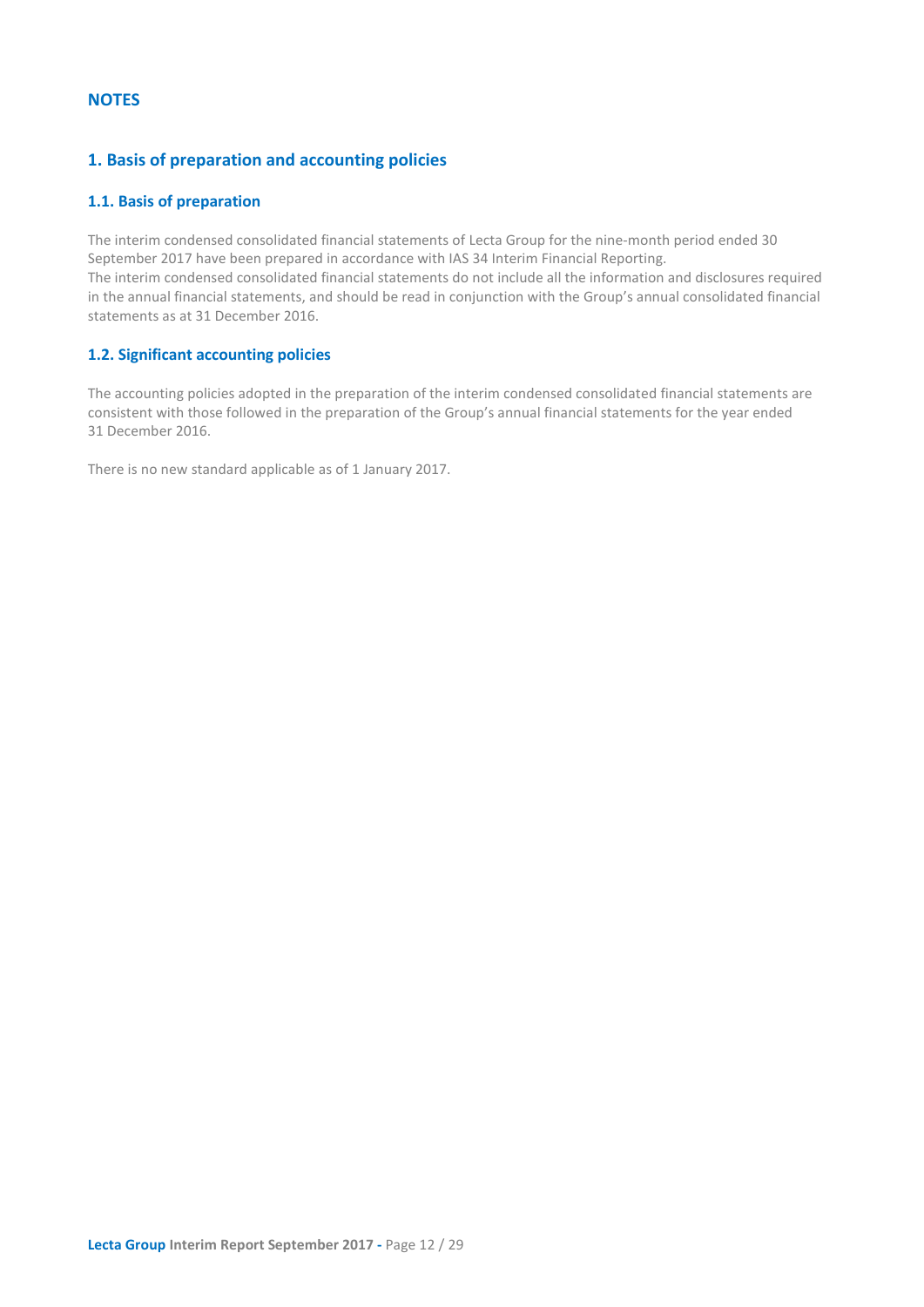# NOTES

## 1. Basis of preparation and accounting policies

### 1.1. Basis of preparation

The interim condensed consolidated financial statements of Lecta Group for the nine-month period ended 30 September 2017 have been prepared in accordance with IAS 34 Interim Financial Reporting.
The interim condensed consolidated financial statements do not include all the information and disclosures required in the annual financial statements, and should be read in conjunction with the Group's annual consolidated financial statements as at 31 December 2016.

### 1.2. Significant accounting policies

The accounting policies adopted in the preparation of the interim condensed consolidated financial statements are consistent with those followed in the preparation of the Group's annual financial statements for the year ended 31 December 2016.

There is no new standard applicable as of 1 January 2017.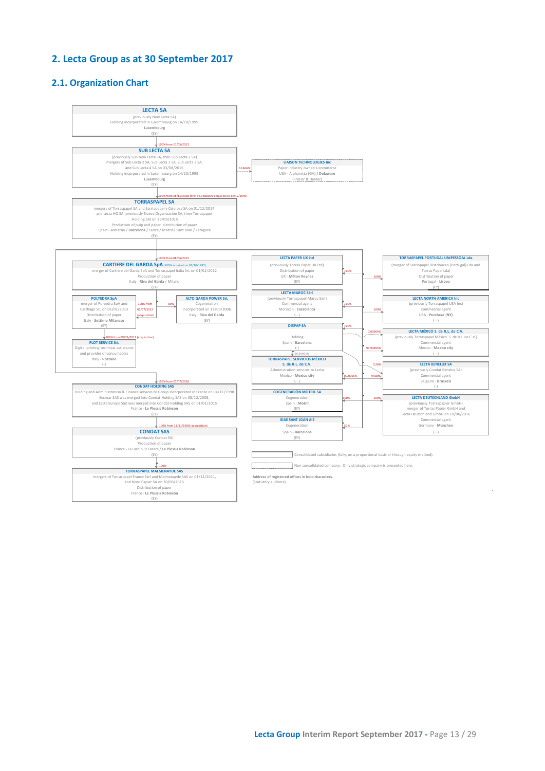## 2. Lecta Group as at 30 September 2017

### 2.1. Organization Chart

**LECTA SA**
(previously New Lecta SA)
Holding incorporated in Luxembourg on 14/10/1999
**Luxembourg**
(EY)

↓ 100% from 11/05/2012

**SUB LECTA SA**
(previously Sub New Lecta SA, then Sub Lecta 2 SA)
mergers of Sub Lecta 2 SA, Sub Lecta 1 SA, Sub Lecta 3 SA, and Sub Lecta 4 SA on 03/08/2015
Holding incorporated in Luxembourg on 14/10/1999
**Luxembourg**
(EY)

→ 0.1666% **LIAISON TECHNOLOGIES Inc**
Paper industry owned e-commerce
USA - Alpharetta (GA) / **Delaware**
(Frazier & Deeter)

↓ 100% from 26/11/2008 (first 95.048600% acquired on 14/12/1999)

**TORRASPAPEL SA**
mergers of Torraspapel SA and Sarriopapel y Celulosa SA on 01/12/2014, and Lecta HQ SA (previously Nueva Organización SA, then Torraspapel Holding SA) on 29/09/2015
Production of pulp and paper, distribution of paper
Spain - Almazán / **Barcelona** / Leitza / Motril / Sant Joan / Zaragoza
(EY)

Subsidiaries of TORRASPAPEL SA:

↓ 100% from 08/06/2012

**CARTIERE DEL GARDA SpA** (100% acquired on 02/10/1997)
merger of Cartiere del Garda SpA and Torraspapel Italia SrL on 01/01/2012
Production of paper
Italy - **Riva del Garda** / Milano
(EY)

- 100% from 02/07/2012 (acquisition) **POLYEDRA SpA**
  merger of Polyedra SpA and Carthago SrL on 01/01/2013
  Distribution of paper
  Italy - **Settimo Milanese**
  (EY)
  - 100% from 09/05/2017 (acquisition) **PLOT SERVICE SrL**
    Digital printing technical assistance and provider of consumables
    Italy - **Rozzano**
    (-)
- 80% **ALTO GARDA POWER SrL**
  Cogeneration
  incorporated on 11/09/2006
  Italy - **Riva del Garda**
  (EY)

↓ 100% from 27/07/2016

**CONDAT HOLDING SAS**
Holding and Administration & Finance services to Group incorporated in France on 04/11/1998
Secmar SAS was merged into Condat Holding SAS on 08/12/2008, and Lecta Europe Sàrl was merged into Condat Holding SAS on 01/01/2015
France - **Le Plessis Robinson**
(EY)

↓ 100% from 13/11/1998 (acquisition)

**CONDAT SAS**
(previously Condat SA)
Production of paper
France - Le Lardin St Lazare / **Le Plessis Robinson**
(EY)

↓ 100%

**TORRASPAPEL MALMENAYDE SAS**
mergers of Torraspapel France Sàrl and Malmenayde SAS on 01/12/2011, and Nord Papier SA on 30/06/2015
Distribution of paper
France - **Le Plessis Robinson**
(EY)

- 100% **LECTA PAPER UK Ltd**
  (previously Torras Paper UK Ltd)
  Distribution of paper
  UK - **Milton Keynes**
  (EY)
- 100% **LECTA MAROC Sàrl**
  (previously Torraspapel Maroc Sàrl)
  Commercial agent
  Morocco - **Casablanca**
  (-)
- 100% **DISPAP SA**
  Holding
  Spain - **Barcelona**
  (-)
  - 99.99995% **TORRASPAPEL SERVICIOS MÉXICO S. de R.L. de C.V.**
  - 0.00005% **LECTA MÉXICO S. de R.L. de C.V.**
  - 0.20% **LECTA BENELUX SA**
- 0.00005% **TORRASPAPEL SERVICIOS MÉXICO S. de R.L. de C.V.**
  Administration services to Lecta
  Mexico - **Mexico city**
  (-)
- 100% **COGENERACIÓN MOTRIL SA**
  Cogeneration
  Spain - **Motril**
  (EY)
- 51% **IDAE SANT JOAN AIE**
  Cogeneration
  Spain - **Barcelona**
  (EY)
- 100% **TORRASPAPEL PORTUGAL UNIPESSOAL Lda**
  (merger of Sarriopapel Distribuçao (Portugal) Lda and Torras Papel Lda)
  Distribution of paper
  Portugal - **Lisboa**
  (EY)
- 100% **LECTA NORTH AMERICA Inc**
  (previously Torraspapel USA Inc)
  Commercial agent
  USA - **Purchase (NY)**
  (-)
- 99.99995% **LECTA MÉXICO S. de R.L. de C.V.**
  (previously Torraspapel México S. de R.L. de C.V.)
  Commercial agent
  Mexico - **Mexico city**
  (-)
- 99.80% **LECTA BENELUX SA**
  (previously Condat Benelux SA)
  Commercial agent
  Belgium - **Brussels**
  (-)
- 100% **LECTA DEUTSCHLAND GmbH**
  (previously Torraspapier GmbH)
  merger of Torras Papier GmbH and Lecta Deutschland GmbH on 10/06/2016
  Commercial agent
  Germany - **München**
  (-)

Solid box: Consolidated subsidiaries (fully, on a proportional basis or through equity method).

Dotted box: Non consolidated company. Only strategic company is presented here.

**Address of registered offices in bold characters.**
(Statutory auditors).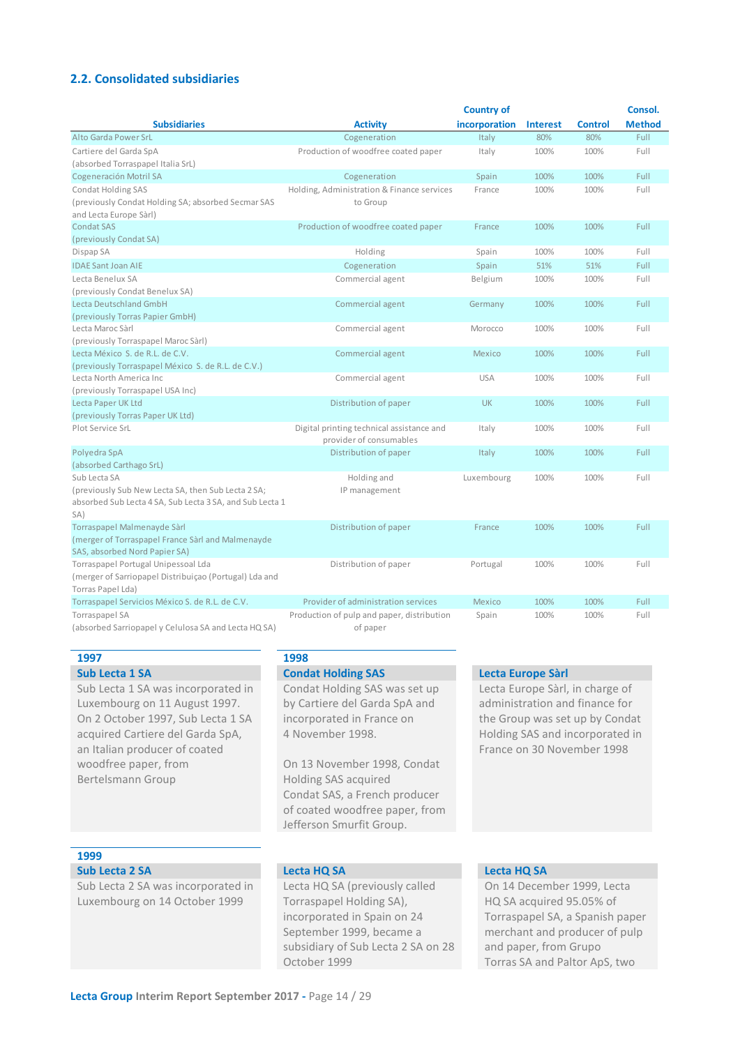### 2.2. Consolidated subsidiaries

| Subsidiaries | Activity | Country of incorporation | Interest | Control | Consol. Method |
|---|---|---|---|---|---|
| Alto Garda Power SrL | Cogeneration | Italy | 80% | 80% | Full |
| Cartiere del Garda SpA (absorbed Torraspapel Italia SrL) | Production of woodfree coated paper | Italy | 100% | 100% | Full |
| Cogeneración Motril SA | Cogeneration | Spain | 100% | 100% | Full |
| Condat Holding SAS (previously Condat Holding SA; absorbed Secmar SAS and Lecta Europe Sàrl) | Holding, Administration & Finance services to Group | France | 100% | 100% | Full |
| Condat SAS (previously Condat SA) | Production of woodfree coated paper | France | 100% | 100% | Full |
| Dispap SA | Holding | Spain | 100% | 100% | Full |
| IDAE Sant Joan AIE | Cogeneration | Spain | 51% | 51% | Full |
| Lecta Benelux SA (previously Condat Benelux SA) | Commercial agent | Belgium | 100% | 100% | Full |
| Lecta Deutschland GmbH (previously Torras Papier GmbH) | Commercial agent | Germany | 100% | 100% | Full |
| Lecta Maroc Sàrl (previously Torraspapel Maroc Sàrl) | Commercial agent | Morocco | 100% | 100% | Full |
| Lecta México S. de R.L. de C.V. (previously Torraspapel México S. de R.L. de C.V.) | Commercial agent | Mexico | 100% | 100% | Full |
| Lecta North America Inc (previously Torraspapel USA Inc) | Commercial agent | USA | 100% | 100% | Full |
| Lecta Paper UK Ltd (previously Torras Paper UK Ltd) | Distribution of paper | UK | 100% | 100% | Full |
| Plot Service SrL | Digital printing technical assistance and provider of consumables | Italy | 100% | 100% | Full |
| Polyedra SpA (absorbed Carthago SrL) | Distribution of paper | Italy | 100% | 100% | Full |
| Sub Lecta SA (previously Sub New Lecta SA, then Sub Lecta 2 SA; absorbed Sub Lecta 4 SA, Sub Lecta 3 SA, and Sub Lecta 1 SA) | Holding and IP management | Luxembourg | 100% | 100% | Full |
| Torraspapel Malmenayde Sàrl (merger of Torraspapel France Sàrl and Malmenayde SAS, absorbed Nord Papier SA) | Distribution of paper | France | 100% | 100% | Full |
| Torraspapel Portugal Unipessoal Lda (merger of Sarriopapel Distribuiçao (Portugal) Lda and Torras Papel Lda) | Distribution of paper | Portugal | 100% | 100% | Full |
| Torraspapel Servicios México S. de R.L. de C.V. | Provider of administration services | Mexico | 100% | 100% | Full |
| Torraspapel SA (absorbed Sarriopapel y Celulosa SA and Lecta HQ SA) | Production of pulp and paper, distribution of paper | Spain | 100% | 100% | Full |

**1997**

**Sub Lecta 1 SA**

Sub Lecta 1 SA was incorporated in Luxembourg on 11 August 1997. On 2 October 1997, Sub Lecta 1 SA acquired Cartiere del Garda SpA, an Italian producer of coated woodfree paper, from Bertelsmann Group

**1998**

**Condat Holding SAS**

Condat Holding SAS was set up by Cartiere del Garda SpA and incorporated in France on 4 November 1998.

On 13 November 1998, Condat Holding SAS acquired Condat SAS, a French producer of coated woodfree paper, from Jefferson Smurfit Group.

**Lecta Europe Sàrl**

Lecta Europe Sàrl, in charge of administration and finance for the Group was set up by Condat Holding SAS and incorporated in France on 30 November 1998

**1999**

**Sub Lecta 2 SA**

Sub Lecta 2 SA was incorporated in Luxembourg on 14 October 1999

**Lecta HQ SA**

Lecta HQ SA (previously called Torraspapel Holding SA), incorporated in Spain on 24 September 1999, became a subsidiary of Sub Lecta 2 SA on 28 October 1999

**Lecta HQ SA**

On 14 December 1999, Lecta HQ SA acquired 95.05% of Torraspapel SA, a Spanish paper merchant and producer of pulp and paper, from Grupo Torras SA and Paltor ApS, two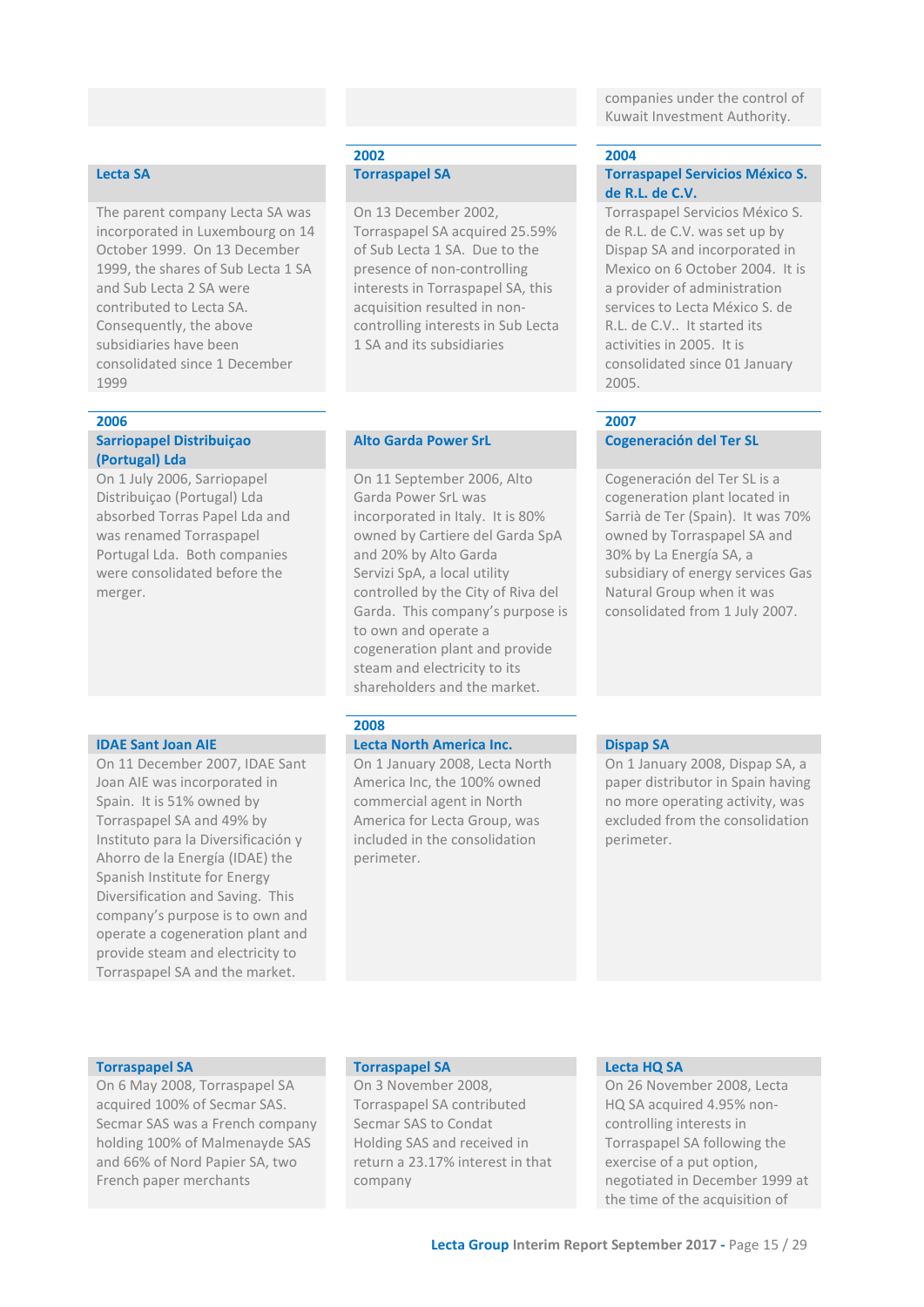companies under the control of Kuwait Investment Authority.

### Lecta SA

The parent company Lecta SA was incorporated in Luxembourg on 14 October 1999. On 13 December 1999, the shares of Sub Lecta 1 SA and Sub Lecta 2 SA were contributed to Lecta SA. Consequently, the above subsidiaries have been consolidated since 1 December 1999

## 2002

### Torraspapel SA

On 13 December 2002, Torraspapel SA acquired 25.59% of Sub Lecta 1 SA. Due to the presence of non-controlling interests in Torraspapel SA, this acquisition resulted in non-controlling interests in Sub Lecta 1 SA and its subsidiaries

## 2004

### Torraspapel Servicios México S. de R.L. de C.V.

Torraspapel Servicios México S. de R.L. de C.V. was set up by Dispap SA and incorporated in Mexico on 6 October 2004. It is a provider of administration services to Lecta México S. de R.L. de C.V.. It started its activities in 2005. It is consolidated since 01 January 2005.

## 2006

### Sarriopapel Distribuiçao (Portugal) Lda

On 1 July 2006, Sarriopapel Distribuiçao (Portugal) Lda absorbed Torras Papel Lda and was renamed Torraspapel Portugal Lda. Both companies were consolidated before the merger.

### Alto Garda Power SrL

On 11 September 2006, Alto Garda Power SrL was incorporated in Italy. It is 80% owned by Cartiere del Garda SpA and 20% by Alto Garda Servizi SpA, a local utility controlled by the City of Riva del Garda. This company's purpose is to own and operate a cogeneration plant and provide steam and electricity to its shareholders and the market.

## 2007

### Cogeneración del Ter SL

Cogeneración del Ter SL is a cogeneration plant located in Sarrià de Ter (Spain). It was 70% owned by Torraspapel SA and 30% by La Energía SA, a subsidiary of energy services Gas Natural Group when it was consolidated from 1 July 2007.

### IDAE Sant Joan AIE

On 11 December 2007, IDAE Sant Joan AIE was incorporated in Spain. It is 51% owned by Torraspapel SA and 49% by Instituto para la Diversificación y Ahorro de la Energía (IDAE) the Spanish Institute for Energy Diversification and Saving. This company's purpose is to own and operate a cogeneration plant and provide steam and electricity to Torraspapel SA and the market.

## 2008

### Lecta North America Inc.

On 1 January 2008, Lecta North America Inc, the 100% owned commercial agent in North America for Lecta Group, was included in the consolidation perimeter.

### Dispap SA

On 1 January 2008, Dispap SA, a paper distributor in Spain having no more operating activity, was excluded from the consolidation perimeter.

### Torraspapel SA

On 6 May 2008, Torraspapel SA acquired 100% of Secmar SAS. Secmar SAS was a French company holding 100% of Malmenayde SAS and 66% of Nord Papier SA, two French paper merchants

### Torraspapel SA

On 3 November 2008, Torraspapel SA contributed Secmar SAS to Condat Holding SAS and received in return a 23.17% interest in that company

### Lecta HQ SA

On 26 November 2008, Lecta HQ SA acquired 4.95% non-controlling interests in Torraspapel SA following the exercise of a put option, negotiated in December 1999 at the time of the acquisition of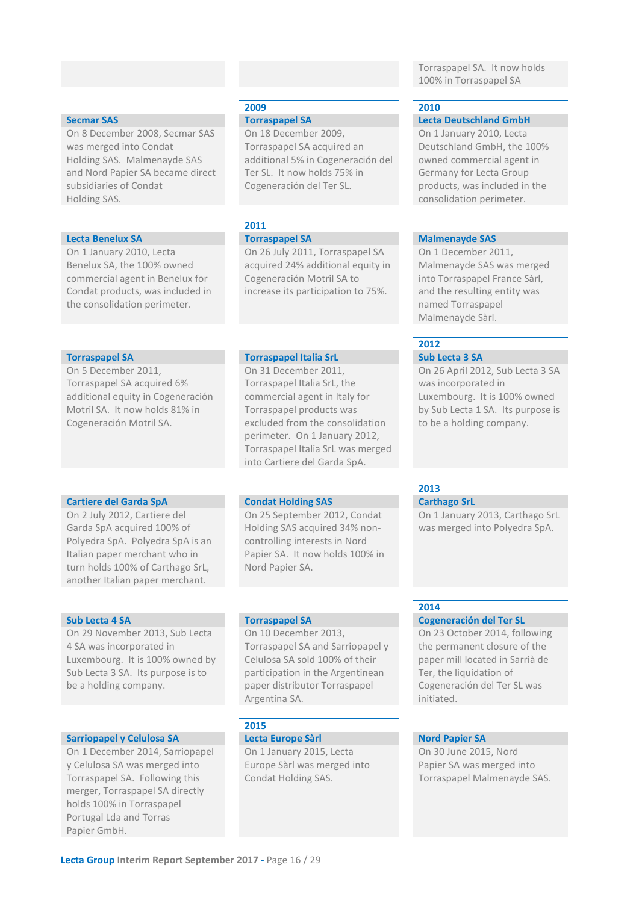Torraspapel SA. It now holds 100% in Torraspapel SA

### Secmar SAS

On 8 December 2008, Secmar SAS was merged into Condat Holding SAS. Malmenayde SAS and Nord Papier SA became direct subsidiaries of Condat Holding SAS.

## 2009

### Torraspapel SA

On 18 December 2009, Torraspapel SA acquired an additional 5% in Cogeneración del Ter SL. It now holds 75% in Cogeneración del Ter SL.

## 2010

### Lecta Deutschland GmbH

On 1 January 2010, Lecta Deutschland GmbH, the 100% owned commercial agent in Germany for Lecta Group products, was included in the consolidation perimeter.

### Lecta Benelux SA

On 1 January 2010, Lecta Benelux SA, the 100% owned commercial agent in Benelux for Condat products, was included in the consolidation perimeter.

## 2011

### Torraspapel SA

On 26 July 2011, Torraspapel SA acquired 24% additional equity in Cogeneración Motril SA to increase its participation to 75%.

### Malmenayde SAS

On 1 December 2011, Malmenayde SAS was merged into Torraspapel France Sàrl, and the resulting entity was named Torraspapel Malmenayde Sàrl.

### Torraspapel SA

On 5 December 2011, Torraspapel SA acquired 6% additional equity in Cogeneración Motril SA. It now holds 81% in Cogeneración Motril SA.

### Torraspapel Italia SrL

On 31 December 2011, Torraspapel Italia SrL, the commercial agent in Italy for Torraspapel products was excluded from the consolidation perimeter. On 1 January 2012, Torraspapel Italia SrL was merged into Cartiere del Garda SpA.

## 2012

### Sub Lecta 3 SA

On 26 April 2012, Sub Lecta 3 SA was incorporated in Luxembourg. It is 100% owned by Sub Lecta 1 SA. Its purpose is to be a holding company.

### Cartiere del Garda SpA

On 2 July 2012, Cartiere del Garda SpA acquired 100% of Polyedra SpA. Polyedra SpA is an Italian paper merchant who in turn holds 100% of Carthago SrL, another Italian paper merchant.

### Condat Holding SAS

On 25 September 2012, Condat Holding SAS acquired 34% non-controlling interests in Nord Papier SA. It now holds 100% in Nord Papier SA.

## 2013

### Carthago SrL

On 1 January 2013, Carthago SrL was merged into Polyedra SpA.

### Sub Lecta 4 SA

On 29 November 2013, Sub Lecta 4 SA was incorporated in Luxembourg. It is 100% owned by Sub Lecta 3 SA. Its purpose is to be a holding company.

### Torraspapel SA

On 10 December 2013, Torraspapel SA and Sarriopapel y Celulosa SA sold 100% of their participation in the Argentinean paper distributor Torraspapel Argentina SA.

## 2014

### Cogeneración del Ter SL

On 23 October 2014, following the permanent closure of the paper mill located in Sarrià de Ter, the liquidation of Cogeneración del Ter SL was initiated.

### Sarriopapel y Celulosa SA

On 1 December 2014, Sarriopapel y Celulosa SA was merged into Torraspapel SA. Following this merger, Torraspapel SA directly holds 100% in Torraspapel Portugal Lda and Torras Papier GmbH.

## 2015

### Lecta Europe Sàrl

On 1 January 2015, Lecta Europe Sàrl was merged into Condat Holding SAS.

### Nord Papier SA

On 30 June 2015, Nord Papier SA was merged into Torraspapel Malmenayde SAS.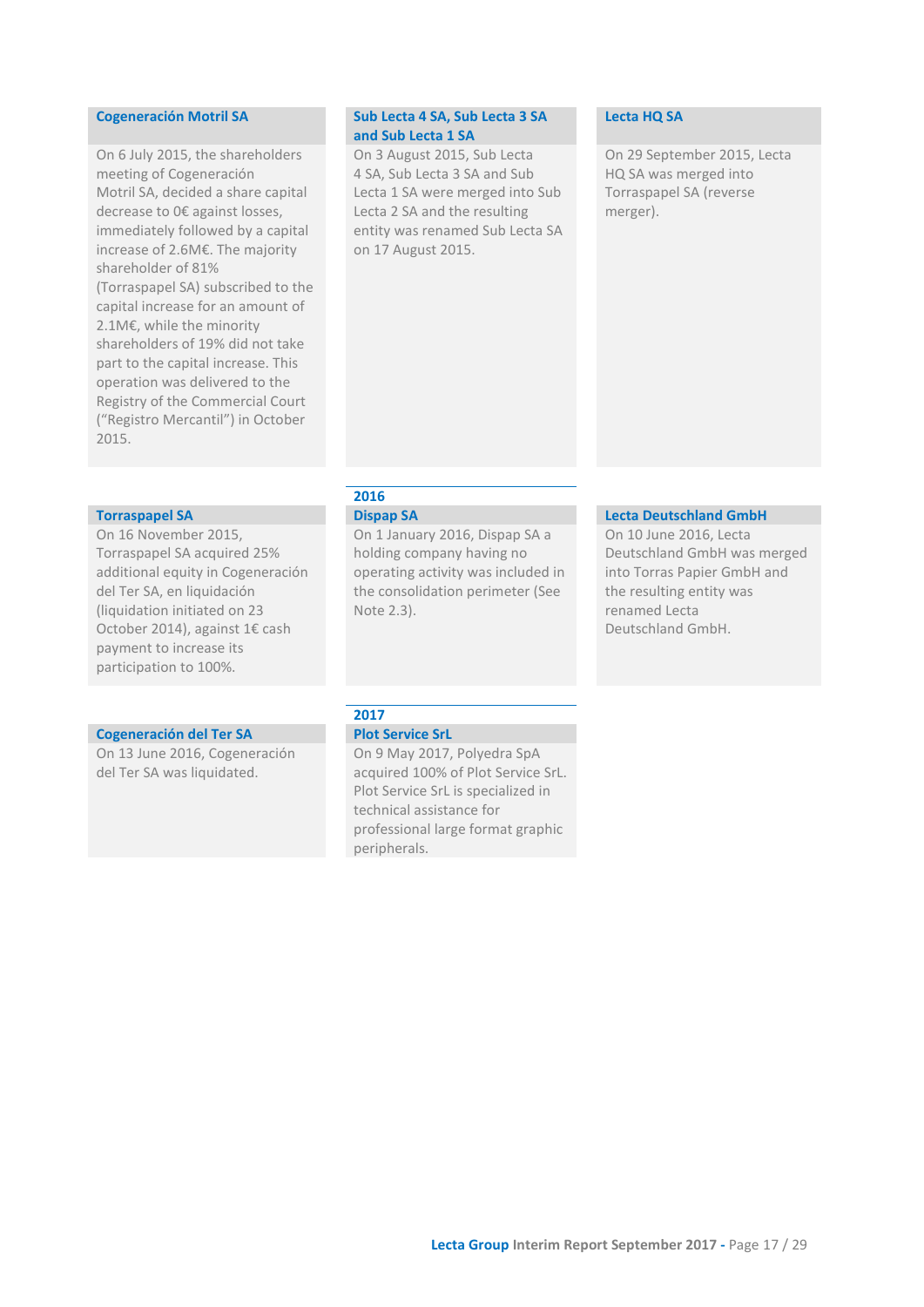**Cogeneración Motril SA**

On 6 July 2015, the shareholders meeting of Cogeneración Motril SA, decided a share capital decrease to 0€ against losses, immediately followed by a capital increase of 2.6M€. The majority shareholder of 81% (Torraspapel SA) subscribed to the capital increase for an amount of 2.1M€, while the minority shareholders of 19% did not take part to the capital increase. This operation was delivered to the Registry of the Commercial Court ("Registro Mercantil") in October 2015.

**Sub Lecta 4 SA, Sub Lecta 3 SA and Sub Lecta 1 SA**

On 3 August 2015, Sub Lecta 4 SA, Sub Lecta 3 SA and Sub Lecta 1 SA were merged into Sub Lecta 2 SA and the resulting entity was renamed Sub Lecta SA on 17 August 2015.

**Lecta HQ SA**

On 29 September 2015, Lecta HQ SA was merged into Torraspapel SA (reverse merger).

**Torraspapel SA**

On 16 November 2015, Torraspapel SA acquired 25% additional equity in Cogeneración del Ter SA, en liquidación (liquidation initiated on 23 October 2014), against 1€ cash payment to increase its participation to 100%.

**Cogeneración del Ter SA**

On 13 June 2016, Cogeneración del Ter SA was liquidated.

## 2016

**Dispap SA**

On 1 January 2016, Dispap SA a holding company having no operating activity was included in the consolidation perimeter (See Note 2.3).

**Lecta Deutschland GmbH**

On 10 June 2016, Lecta Deutschland GmbH was merged into Torras Papier GmbH and the resulting entity was renamed Lecta Deutschland GmbH.

## 2017

**Plot Service SrL**

On 9 May 2017, Polyedra SpA acquired 100% of Plot Service SrL. Plot Service SrL is specialized in technical assistance for professional large format graphic peripherals.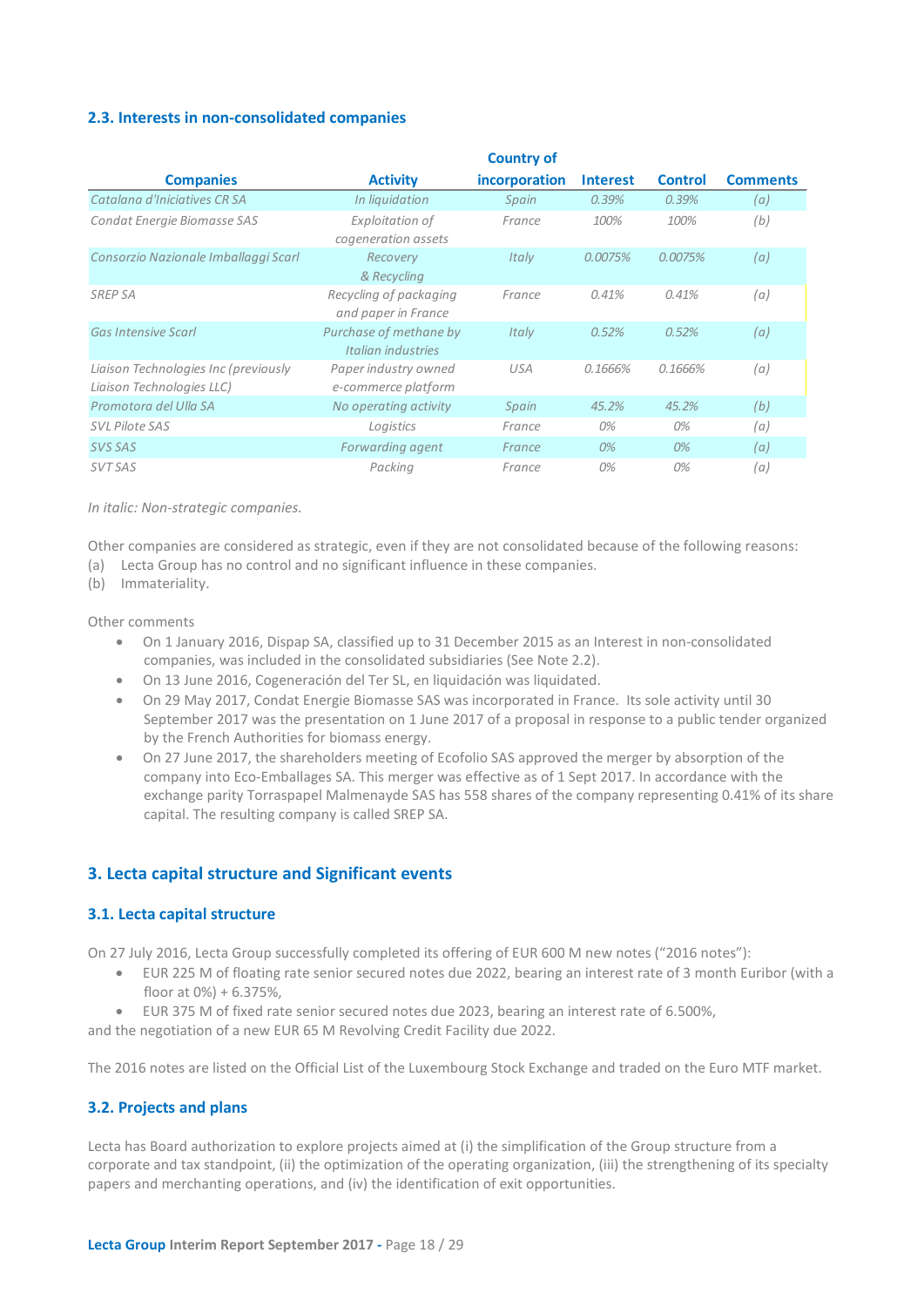### 2.3. Interests in non-consolidated companies

| Companies | Activity | Country of incorporation | Interest | Control | Comments |
|---|---|---|---|---|---|
| *Catalana d'Iniciatives CR SA* | *In liquidation* | *Spain* | *0.39%* | *0.39%* | *(a)* |
| *Condat Energie Biomasse SAS* | *Exploitation of cogeneration assets* | *France* | *100%* | *100%* | *(b)* |
| *Consorzio Nazionale Imballaggi Scarl* | *Recovery & Recycling* | *Italy* | *0.0075%* | *0.0075%* | *(a)* |
| *SREP SA* | *Recycling of packaging and paper in France* | *France* | *0.41%* | *0.41%* | *(a)* |
| *Gas Intensive Scarl* | *Purchase of methane by Italian industries* | *Italy* | *0.52%* | *0.52%* | *(a)* |
| *Liaison Technologies Inc (previously Liaison Technologies LLC)* | *Paper industry owned e-commerce platform* | *USA* | *0.1666%* | *0.1666%* | *(a)* |
| *Promotora del Ulla SA* | *No operating activity* | *Spain* | *45.2%* | *45.2%* | *(b)* |
| *SVL Pilote SAS* | *Logistics* | *France* | *0%* | *0%* | *(a)* |
| *SVS SAS* | *Forwarding agent* | *France* | *0%* | *0%* | *(a)* |
| *SVT SAS* | *Packing* | *France* | *0%* | *0%* | *(a)* |

*In italic: Non-strategic companies.*

Other companies are considered as strategic, even if they are not consolidated because of the following reasons:
(a) Lecta Group has no control and no significant influence in these companies.
(b) Immateriality.

Other comments

- On 1 January 2016, Dispap SA, classified up to 31 December 2015 as an Interest in non-consolidated companies, was included in the consolidated subsidiaries (See Note 2.2).
- On 13 June 2016, Cogeneración del Ter SL, en liquidación was liquidated.
- On 29 May 2017, Condat Energie Biomasse SAS was incorporated in France. Its sole activity until 30 September 2017 was the presentation on 1 June 2017 of a proposal in response to a public tender organized by the French Authorities for biomass energy.
- On 27 June 2017, the shareholders meeting of Ecofolio SAS approved the merger by absorption of the company into Eco-Emballages SA. This merger was effective as of 1 Sept 2017. In accordance with the exchange parity Torraspapel Malmenayde SAS has 558 shares of the company representing 0.41% of its share capital. The resulting company is called SREP SA.

## 3. Lecta capital structure and Significant events

### 3.1. Lecta capital structure

On 27 July 2016, Lecta Group successfully completed its offering of EUR 600 M new notes ("2016 notes"):

- EUR 225 M of floating rate senior secured notes due 2022, bearing an interest rate of 3 month Euribor (with a floor at 0%) + 6.375%,
- EUR 375 M of fixed rate senior secured notes due 2023, bearing an interest rate of 6.500%,

and the negotiation of a new EUR 65 M Revolving Credit Facility due 2022.

The 2016 notes are listed on the Official List of the Luxembourg Stock Exchange and traded on the Euro MTF market.

### 3.2. Projects and plans

Lecta has Board authorization to explore projects aimed at (i) the simplification of the Group structure from a corporate and tax standpoint, (ii) the optimization of the operating organization, (iii) the strengthening of its specialty papers and merchanting operations, and (iv) the identification of exit opportunities.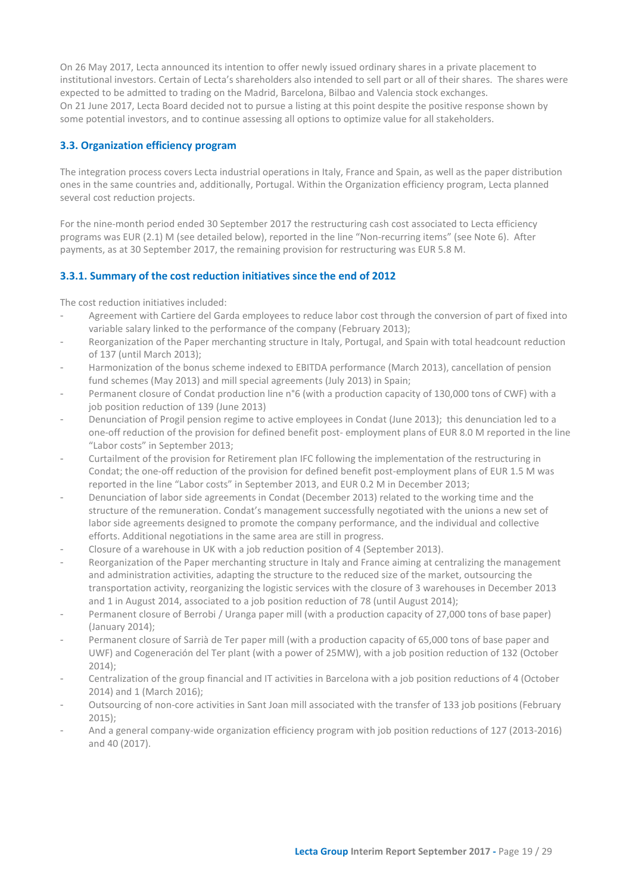On 26 May 2017, Lecta announced its intention to offer newly issued ordinary shares in a private placement to institutional investors. Certain of Lecta's shareholders also intended to sell part or all of their shares. The shares were expected to be admitted to trading on the Madrid, Barcelona, Bilbao and Valencia stock exchanges.
On 21 June 2017, Lecta Board decided not to pursue a listing at this point despite the positive response shown by some potential investors, and to continue assessing all options to optimize value for all stakeholders.

### 3.3. Organization efficiency program

The integration process covers Lecta industrial operations in Italy, France and Spain, as well as the paper distribution ones in the same countries and, additionally, Portugal. Within the Organization efficiency program, Lecta planned several cost reduction projects.

For the nine-month period ended 30 September 2017 the restructuring cash cost associated to Lecta efficiency programs was EUR (2.1) M (see detailed below), reported in the line "Non-recurring items" (see Note 6). After payments, as at 30 September 2017, the remaining provision for restructuring was EUR 5.8 M.

#### 3.3.1. Summary of the cost reduction initiatives since the end of 2012

The cost reduction initiatives included:

- Agreement with Cartiere del Garda employees to reduce labor cost through the conversion of part of fixed into variable salary linked to the performance of the company (February 2013);
- Reorganization of the Paper merchanting structure in Italy, Portugal, and Spain with total headcount reduction of 137 (until March 2013);
- Harmonization of the bonus scheme indexed to EBITDA performance (March 2013), cancellation of pension fund schemes (May 2013) and mill special agreements (July 2013) in Spain;
- Permanent closure of Condat production line n°6 (with a production capacity of 130,000 tons of CWF) with a job position reduction of 139 (June 2013)
- Denunciation of Progil pension regime to active employees in Condat (June 2013); this denunciation led to a one-off reduction of the provision for defined benefit post- employment plans of EUR 8.0 M reported in the line "Labor costs" in September 2013;
- Curtailment of the provision for Retirement plan IFC following the implementation of the restructuring in Condat; the one-off reduction of the provision for defined benefit post-employment plans of EUR 1.5 M was reported in the line "Labor costs" in September 2013, and EUR 0.2 M in December 2013;
- Denunciation of labor side agreements in Condat (December 2013) related to the working time and the structure of the remuneration. Condat's management successfully negotiated with the unions a new set of labor side agreements designed to promote the company performance, and the individual and collective efforts. Additional negotiations in the same area are still in progress.
- Closure of a warehouse in UK with a job reduction position of 4 (September 2013).
- Reorganization of the Paper merchanting structure in Italy and France aiming at centralizing the management and administration activities, adapting the structure to the reduced size of the market, outsourcing the transportation activity, reorganizing the logistic services with the closure of 3 warehouses in December 2013 and 1 in August 2014, associated to a job position reduction of 78 (until August 2014);
- Permanent closure of Berrobi / Uranga paper mill (with a production capacity of 27,000 tons of base paper) (January 2014);
- Permanent closure of Sarrià de Ter paper mill (with a production capacity of 65,000 tons of base paper and UWF) and Cogeneración del Ter plant (with a power of 25MW), with a job position reduction of 132 (October 2014);
- Centralization of the group financial and IT activities in Barcelona with a job position reductions of 4 (October 2014) and 1 (March 2016);
- Outsourcing of non-core activities in Sant Joan mill associated with the transfer of 133 job positions (February 2015);
- And a general company-wide organization efficiency program with job position reductions of 127 (2013-2016) and 40 (2017).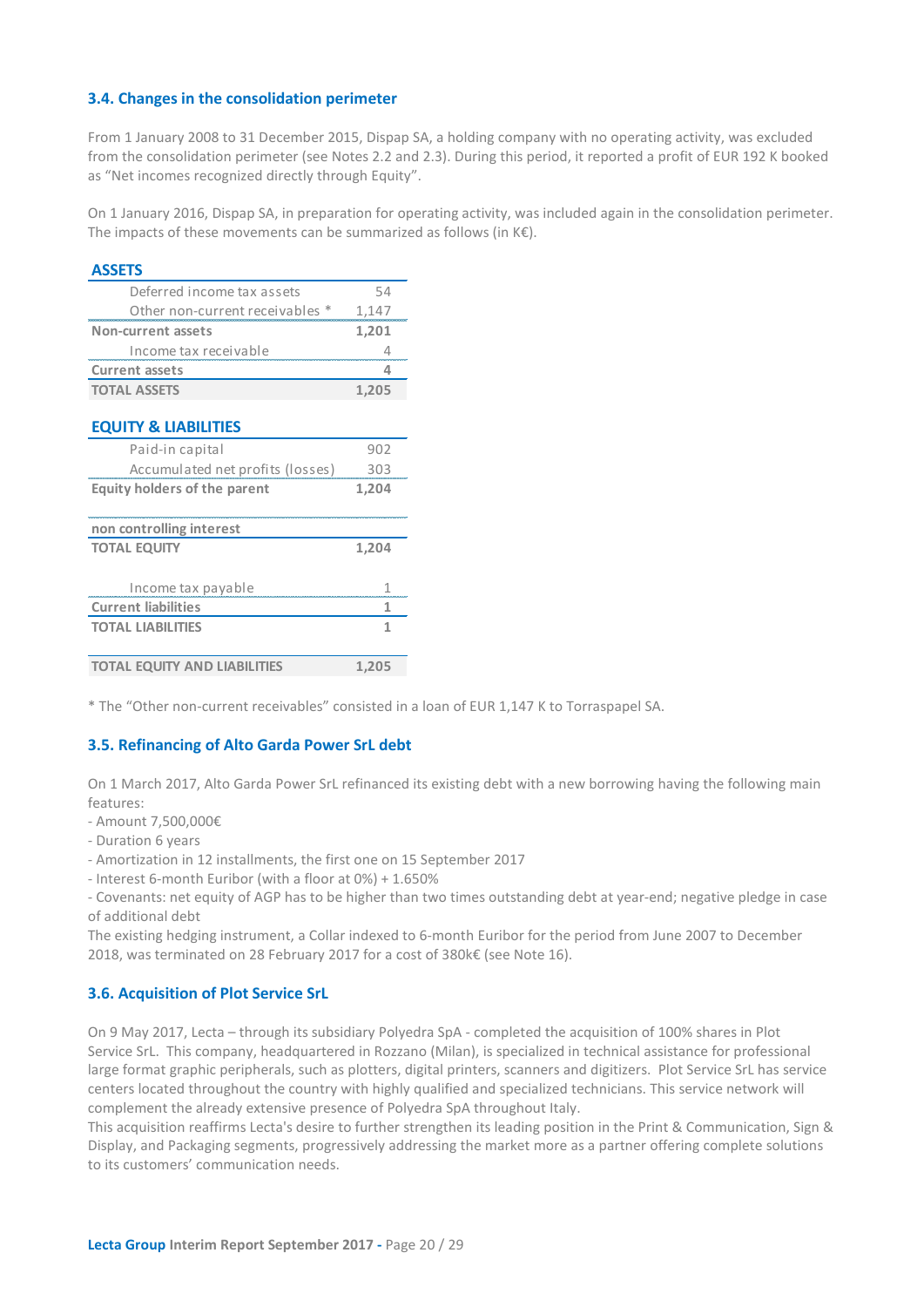### 3.4. Changes in the consolidation perimeter

From 1 January 2008 to 31 December 2015, Dispap SA, a holding company with no operating activity, was excluded from the consolidation perimeter (see Notes 2.2 and 2.3). During this period, it reported a profit of EUR 192 K booked as "Net incomes recognized directly through Equity".

On 1 January 2016, Dispap SA, in preparation for operating activity, was included again in the consolidation perimeter. The impacts of these movements can be summarized as follows (in K€).

| **ASSETS** | |
|---|---|
| Deferred income tax assets | 54 |
| Other non-current receivables * | 1,147 |
| **Non-current assets** | **1,201** |
| Income tax receivable | 4 |
| **Current assets** | **4** |
| **TOTAL ASSETS** | **1,205** |

| **EQUITY & LIABILITIES** | |
|---|---|
| Paid-in capital | 902 |
| Accumulated net profits (losses) | 303 |
| **Equity holders of the parent** | **1,204** |
| **non controlling interest** | |
| **TOTAL EQUITY** | **1,204** |
| Income tax payable | 1 |
| **Current liabilities** | **1** |
| **TOTAL LIABILITIES** | **1** |
| **TOTAL EQUITY AND LIABILITIES** | **1,205** |

* The "Other non-current receivables" consisted in a loan of EUR 1,147 K to Torraspapel SA.

### 3.5. Refinancing of Alto Garda Power SrL debt

On 1 March 2017, Alto Garda Power SrL refinanced its existing debt with a new borrowing having the following main features:
- Amount 7,500,000€
- Duration 6 years
- Amortization in 12 installments, the first one on 15 September 2017
- Interest 6-month Euribor (with a floor at 0%) + 1.650%
- Covenants: net equity of AGP has to be higher than two times outstanding debt at year-end; negative pledge in case of additional debt

The existing hedging instrument, a Collar indexed to 6-month Euribor for the period from June 2007 to December 2018, was terminated on 28 February 2017 for a cost of 380k€ (see Note 16).

### 3.6. Acquisition of Plot Service SrL

On 9 May 2017, Lecta – through its subsidiary Polyedra SpA - completed the acquisition of 100% shares in Plot Service SrL. This company, headquartered in Rozzano (Milan), is specialized in technical assistance for professional large format graphic peripherals, such as plotters, digital printers, scanners and digitizers. Plot Service SrL has service centers located throughout the country with highly qualified and specialized technicians. This service network will complement the already extensive presence of Polyedra SpA throughout Italy.
This acquisition reaffirms Lecta's desire to further strengthen its leading position in the Print & Communication, Sign & Display, and Packaging segments, progressively addressing the market more as a partner offering complete solutions to its customers' communication needs.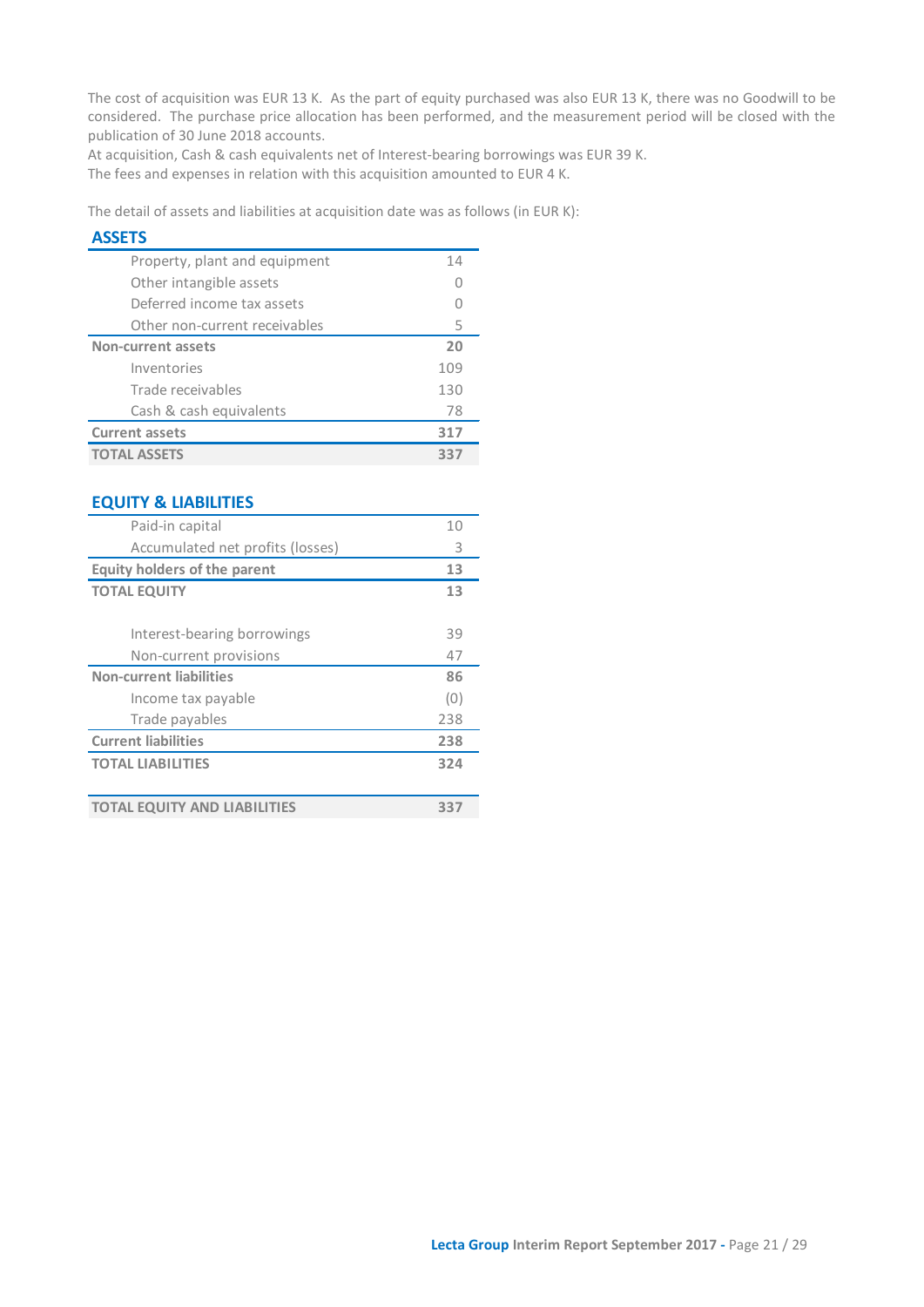The cost of acquisition was EUR 13 K. As the part of equity purchased was also EUR 13 K, there was no Goodwill to be considered. The purchase price allocation has been performed, and the measurement period will be closed with the publication of 30 June 2018 accounts.

At acquisition, Cash & cash equivalents net of Interest-bearing borrowings was EUR 39 K.

The fees and expenses in relation with this acquisition amounted to EUR 4 K.

The detail of assets and liabilities at acquisition date was as follows (in EUR K):

## ASSETS

| | |
|---|---|
| Property, plant and equipment | 14 |
| Other intangible assets | 0 |
| Deferred income tax assets | 0 |
| Other non-current receivables | 5 |
| **Non-current assets** | **20** |
| Inventories | 109 |
| Trade receivables | 130 |
| Cash & cash equivalents | 78 |
| **Current assets** | **317** |
| **TOTAL ASSETS** | **337** |

## EQUITY & LIABILITIES

| | |
|---|---|
| Paid-in capital | 10 |
| Accumulated net profits (losses) | 3 |
| **Equity holders of the parent** | **13** |
| **TOTAL EQUITY** | **13** |
| | |
| Interest-bearing borrowings | 39 |
| Non-current provisions | 47 |
| **Non-current liabilities** | **86** |
| Income tax payable | (0) |
| Trade payables | 238 |
| **Current liabilities** | **238** |
| **TOTAL LIABILITIES** | **324** |
| | |
| **TOTAL EQUITY AND LIABILITIES** | **337** |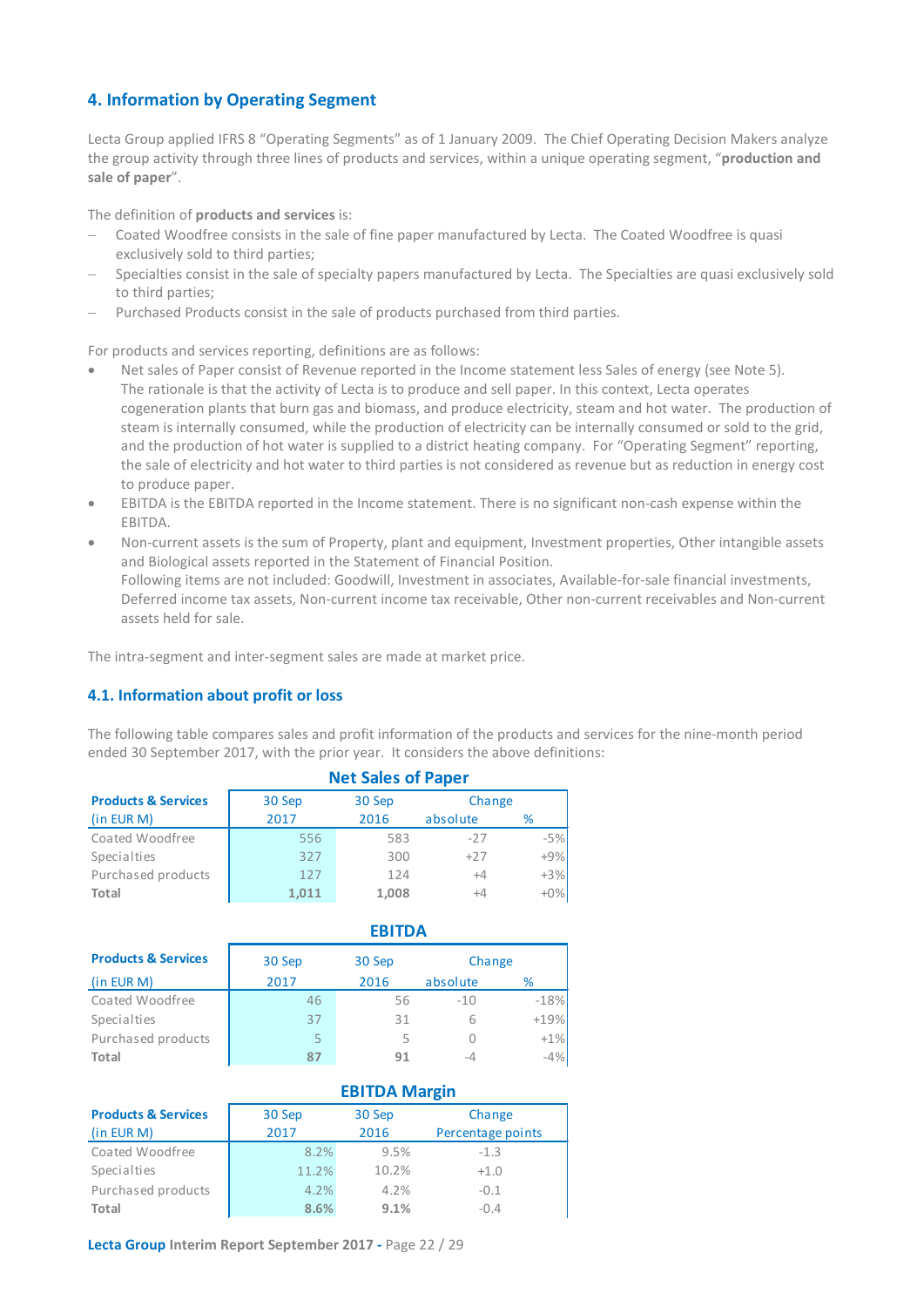## 4. Information by Operating Segment

Lecta Group applied IFRS 8 "Operating Segments" as of 1 January 2009. The Chief Operating Decision Makers analyze the group activity through three lines of products and services, within a unique operating segment, "**production and sale of paper**".

The definition of **products and services** is:

- Coated Woodfree consists in the sale of fine paper manufactured by Lecta. The Coated Woodfree is quasi exclusively sold to third parties;
- Specialties consist in the sale of specialty papers manufactured by Lecta. The Specialties are quasi exclusively sold to third parties;
- Purchased Products consist in the sale of products purchased from third parties.

For products and services reporting, definitions are as follows:

- Net sales of Paper consist of Revenue reported in the Income statement less Sales of energy (see Note 5). The rationale is that the activity of Lecta is to produce and sell paper. In this context, Lecta operates cogeneration plants that burn gas and biomass, and produce electricity, steam and hot water. The production of steam is internally consumed, while the production of electricity can be internally consumed or sold to the grid, and the production of hot water is supplied to a district heating company. For "Operating Segment" reporting, the sale of electricity and hot water to third parties is not considered as revenue but as reduction in energy cost to produce paper.
- EBITDA is the EBITDA reported in the Income statement. There is no significant non-cash expense within the EBITDA.
- Non-current assets is the sum of Property, plant and equipment, Investment properties, Other intangible assets and Biological assets reported in the Statement of Financial Position. Following items are not included: Goodwill, Investment in associates, Available-for-sale financial investments, Deferred income tax assets, Non-current income tax receivable, Other non-current receivables and Non-current assets held for sale.

The intra-segment and inter-segment sales are made at market price.

### 4.1. Information about profit or loss

The following table compares sales and profit information of the products and services for the nine-month period ended 30 September 2017, with the prior year. It considers the above definitions:

**Net Sales of Paper**

| Products & Services (in EUR M) | 30 Sep 2017 | 30 Sep 2016 | Change absolute | Change % |
|---|---|---|---|---|
| Coated Woodfree | 556 | 583 | -27 | -5% |
| Specialties | 327 | 300 | +27 | +9% |
| Purchased products | 127 | 124 | +4 | +3% |
| **Total** | **1,011** | **1,008** | +4 | +0% |

**EBITDA**

| Products & Services (in EUR M) | 30 Sep 2017 | 30 Sep 2016 | Change absolute | Change % |
|---|---|---|---|---|
| Coated Woodfree | 46 | 56 | -10 | -18% |
| Specialties | 37 | 31 | 6 | +19% |
| Purchased products | 5 | 5 | 0 | +1% |
| **Total** | **87** | **91** | -4 | -4% |

**EBITDA Margin**

| Products & Services (in EUR M) | 30 Sep 2017 | 30 Sep 2016 | Change Percentage points |
|---|---|---|---|
| Coated Woodfree | 8.2% | 9.5% | -1.3 |
| Specialties | 11.2% | 10.2% | +1.0 |
| Purchased products | 4.2% | 4.2% | -0.1 |
| **Total** | **8.6%** | **9.1%** | -0.4 |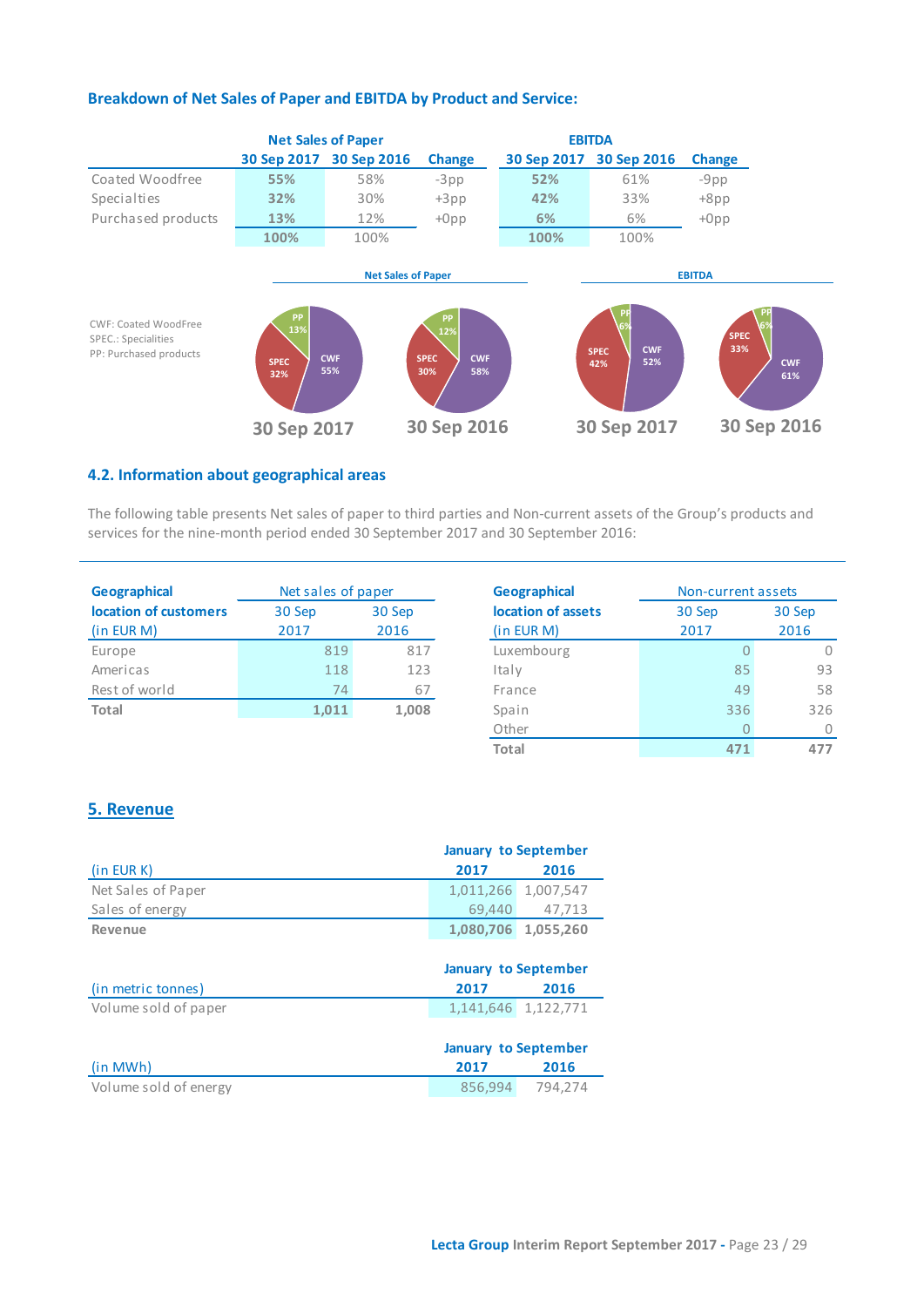### Breakdown of Net Sales of Paper and EBITDA by Product and Service:

| | Net Sales of Paper | | | EBITDA | | |
|---|---|---|---|---|---|---|
| | **30 Sep 2017** | **30 Sep 2016** | **Change** | **30 Sep 2017** | **30 Sep 2016** | **Change** |
| Coated Woodfree | **55%** | 58% | -3pp | **52%** | 61% | -9pp |
| Specialties | **32%** | 30% | +3pp | **42%** | 33% | +8pp |
| Purchased products | **13%** | 12% | +0pp | **6%** | 6% | +0pp |
| | **100%** | 100% | | **100%** | 100% | |

CWF: Coated WoodFree
SPEC.: Specialities
PP: Purchased products

**Net Sales of Paper**

30 Sep 2017: CWF 55%, SPEC 32%, PP 13%

30 Sep 2016: CWF 58%, SPEC 30%, PP 12%

**EBITDA**

30 Sep 2017: CWF 52%, SPEC 42%, PP 6%

30 Sep 2016: CWF 61%, SPEC 33%, PP 6%

### 4.2. Information about geographical areas

The following table presents Net sales of paper to third parties and Non-current assets of the Group's products and services for the nine-month period ended 30 September 2017 and 30 September 2016:

| Geographical location of customers (in EUR M) | Net sales of paper 30 Sep 2017 | Net sales of paper 30 Sep 2016 |
|---|---|---|
| Europe | 819 | 817 |
| Americas | 118 | 123 |
| Rest of world | 74 | 67 |
| **Total** | **1,011** | **1,008** |

| Geographical location of assets (in EUR M) | Non-current assets 30 Sep 2017 | Non-current assets 30 Sep 2016 |
|---|---|---|
| Luxembourg | 0 | 0 |
| Italy | 85 | 93 |
| France | 49 | 58 |
| Spain | 336 | 326 |
| Other | 0 | 0 |
| **Total** | **471** | **477** |

## 5. Revenue

| (in EUR K) | January to September 2017 | January to September 2016 |
|---|---|---|
| Net Sales of Paper | 1,011,266 | 1,007,547 |
| Sales of energy | 69,440 | 47,713 |
| **Revenue** | **1,080,706** | **1,055,260** |

| (in metric tonnes) | January to September 2017 | January to September 2016 |
|---|---|---|
| Volume sold of paper | 1,141,646 | 1,122,771 |

| (in MWh) | January to September 2017 | January to September 2016 |
|---|---|---|
| Volume sold of energy | 856,994 | 794,274 |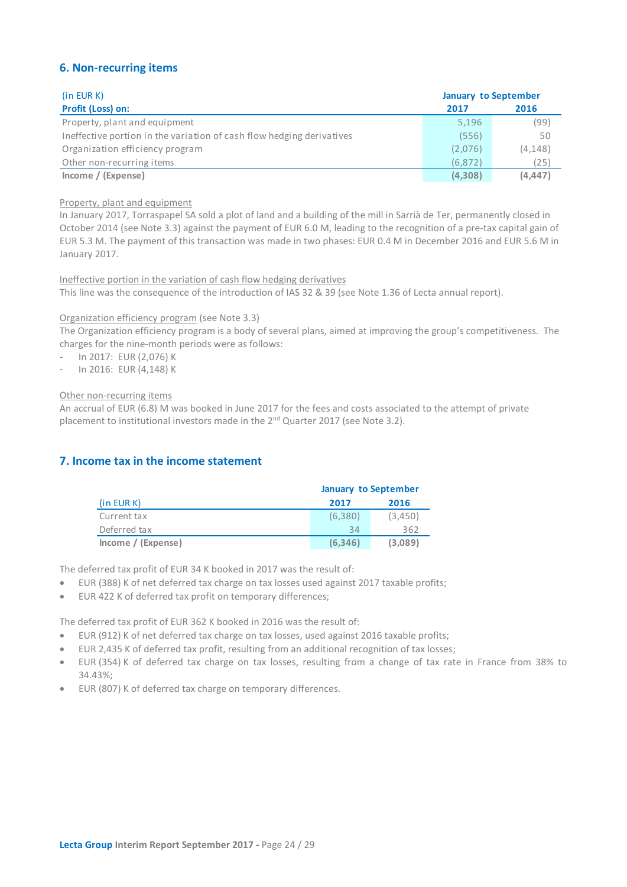## 6. Non-recurring items

| (in EUR K) | January to September | |
|---|---|---|
| **Profit (Loss) on:** | **2017** | **2016** |
| Property, plant and equipment | 5,196 | (99) |
| Ineffective portion in the variation of cash flow hedging derivatives | (556) | 50 |
| Organization efficiency program | (2,076) | (4,148) |
| Other non-recurring items | (6,872) | (25) |
| **Income / (Expense)** | **(4,308)** | **(4,447)** |

Property, plant and equipment
In January 2017, Torraspapel SA sold a plot of land and a building of the mill in Sarrià de Ter, permanently closed in October 2014 (see Note 3.3) against the payment of EUR 6.0 M, leading to the recognition of a pre-tax capital gain of EUR 5.3 M. The payment of this transaction was made in two phases: EUR 0.4 M in December 2016 and EUR 5.6 M in January 2017.

Ineffective portion in the variation of cash flow hedging derivatives
This line was the consequence of the introduction of IAS 32 & 39 (see Note 1.36 of Lecta annual report).

Organization efficiency program (see Note 3.3)
The Organization efficiency program is a body of several plans, aimed at improving the group's competitiveness. The charges for the nine-month periods were as follows:

- In 2017: EUR (2,076) K
- In 2016: EUR (4,148) K

Other non-recurring items
An accrual of EUR (6.8) M was booked in June 2017 for the fees and costs associated to the attempt of private placement to institutional investors made in the 2nd Quarter 2017 (see Note 3.2).

## 7. Income tax in the income statement

| | January to September | |
|---|---|---|
| (in EUR K) | **2017** | **2016** |
| Current tax | (6,380) | (3,450) |
| Deferred tax | 34 | 362 |
| **Income / (Expense)** | **(6,346)** | **(3,089)** |

The deferred tax profit of EUR 34 K booked in 2017 was the result of:

- EUR (388) K of net deferred tax charge on tax losses used against 2017 taxable profits;
- EUR 422 K of deferred tax profit on temporary differences;

The deferred tax profit of EUR 362 K booked in 2016 was the result of:

- EUR (912) K of net deferred tax charge on tax losses, used against 2016 taxable profits;
- EUR 2,435 K of deferred tax profit, resulting from an additional recognition of tax losses;
- EUR (354) K of deferred tax charge on tax losses, resulting from a change of tax rate in France from 38% to 34.43%;
- EUR (807) K of deferred tax charge on temporary differences.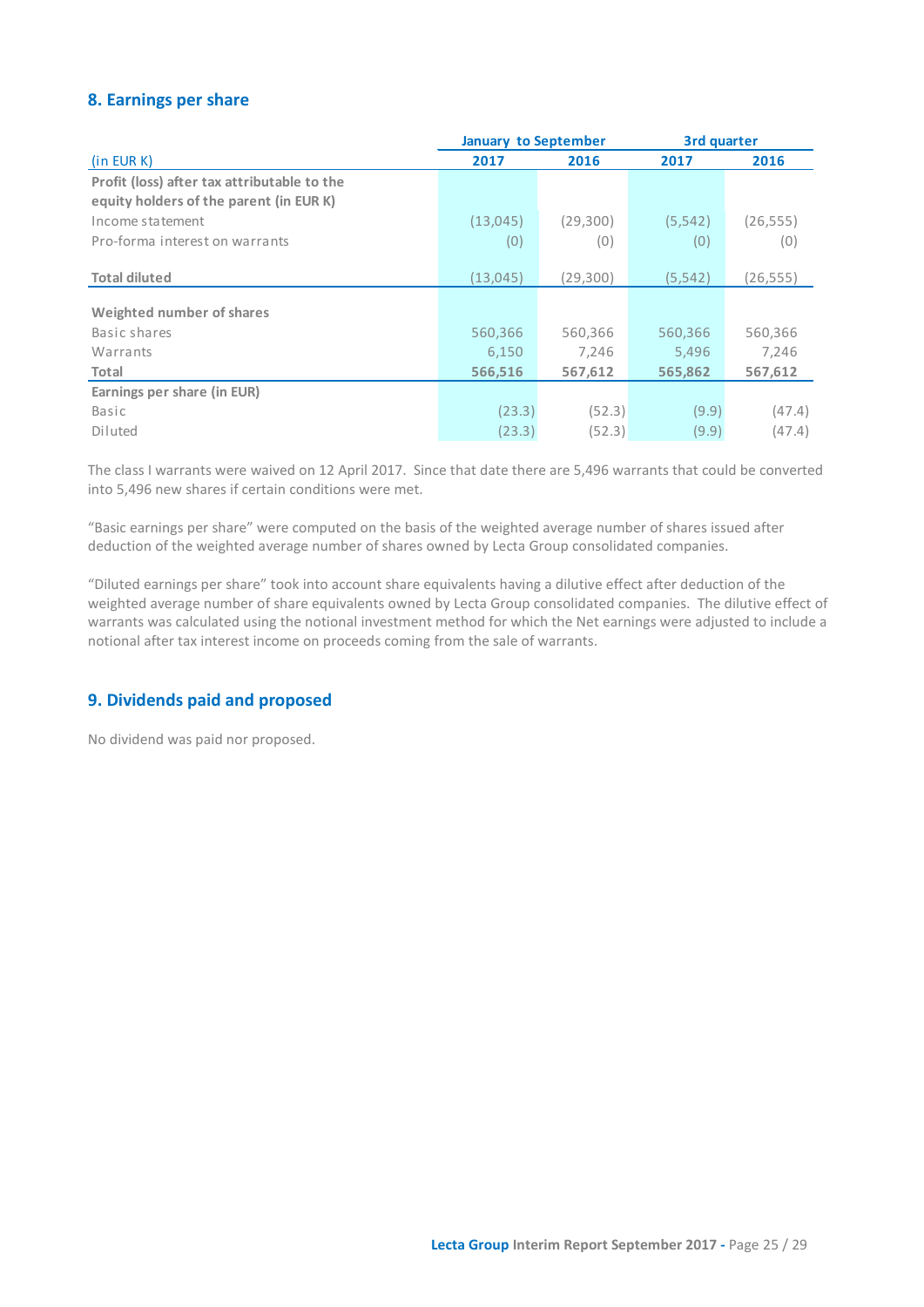## 8. Earnings per share

| | January to September | | 3rd quarter | |
|---|---|---|---|---|
| (in EUR K) | 2017 | 2016 | 2017 | 2016 |
| **Profit (loss) after tax attributable to the equity holders of the parent (in EUR K)** | | | | |
| Income statement | (13,045) | (29,300) | (5,542) | (26,555) |
| Pro-forma interest on warrants | (0) | (0) | (0) | (0) |
| **Total diluted** | (13,045) | (29,300) | (5,542) | (26,555) |
| **Weighted number of shares** | | | | |
| Basic shares | 560,366 | 560,366 | 560,366 | 560,366 |
| Warrants | 6,150 | 7,246 | 5,496 | 7,246 |
| **Total** | **566,516** | **567,612** | **565,862** | **567,612** |
| **Earnings per share (in EUR)** | | | | |
| Basic | (23.3) | (52.3) | (9.9) | (47.4) |
| Diluted | (23.3) | (52.3) | (9.9) | (47.4) |

The class I warrants were waived on 12 April 2017. Since that date there are 5,496 warrants that could be converted into 5,496 new shares if certain conditions were met.

"Basic earnings per share" were computed on the basis of the weighted average number of shares issued after deduction of the weighted average number of shares owned by Lecta Group consolidated companies.

"Diluted earnings per share" took into account share equivalents having a dilutive effect after deduction of the weighted average number of share equivalents owned by Lecta Group consolidated companies. The dilutive effect of warrants was calculated using the notional investment method for which the Net earnings were adjusted to include a notional after tax interest income on proceeds coming from the sale of warrants.

## 9. Dividends paid and proposed

No dividend was paid nor proposed.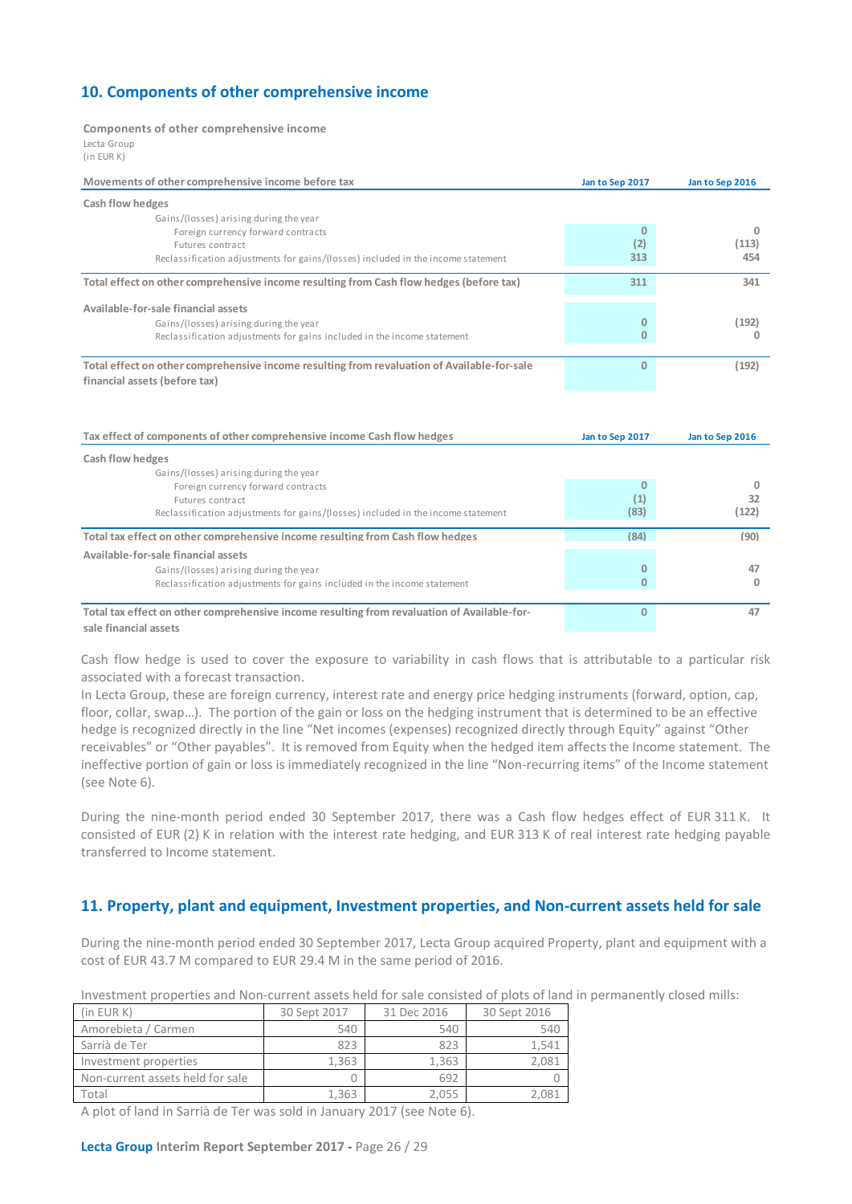## 10. Components of other comprehensive income

**Components of other comprehensive income**
Lecta Group
(in EUR K)

| Movements of other comprehensive income before tax | Jan to Sep 2017 | Jan to Sep 2016 |
|---|---|---|
| **Cash flow hedges** | | |
| Gains/(losses) arising during the year | | |
| Foreign currency forward contracts | 0 | 0 |
| Futures contract | (2) | (113) |
| Reclassification adjustments for gains/(losses) included in the income statement | 313 | 454 |
| **Total effect on other comprehensive income resulting from Cash flow hedges (before tax)** | 311 | 341 |
| **Available-for-sale financial assets** | | |
| Gains/(losses) arising during the year | 0 | (192) |
| Reclassification adjustments for gains included in the income statement | 0 | 0 |
| **Total effect on other comprehensive income resulting from revaluation of Available-for-sale financial assets (before tax)** | 0 | (192) |

| Tax effect of components of other comprehensive income Cash flow hedges | Jan to Sep 2017 | Jan to Sep 2016 |
|---|---|---|
| **Cash flow hedges** | | |
| Gains/(losses) arising during the year | | |
| Foreign currency forward contracts | 0 | 0 |
| Futures contract | (1) | 32 |
| Reclassification adjustments for gains/(losses) included in the income statement | (83) | (122) |
| **Total tax effect on other comprehensive income resulting from Cash flow hedges** | (84) | (90) |
| **Available-for-sale financial assets** | | |
| Gains/(losses) arising during the year | 0 | 47 |
| Reclassification adjustments for gains included in the income statement | 0 | 0 |
| **Total tax effect on other comprehensive income resulting from revaluation of Available-for-sale financial assets** | 0 | 47 |

Cash flow hedge is used to cover the exposure to variability in cash flows that is attributable to a particular risk associated with a forecast transaction.
In Lecta Group, these are foreign currency, interest rate and energy price hedging instruments (forward, option, cap, floor, collar, swap…). The portion of the gain or loss on the hedging instrument that is determined to be an effective hedge is recognized directly in the line "Net incomes (expenses) recognized directly through Equity" against "Other receivables" or "Other payables". It is removed from Equity when the hedged item affects the Income statement. The ineffective portion of gain or loss is immediately recognized in the line "Non-recurring items" of the Income statement (see Note 6).

During the nine-month period ended 30 September 2017, there was a Cash flow hedges effect of EUR 311 K. It consisted of EUR (2) K in relation with the interest rate hedging, and EUR 313 K of real interest rate hedging payable transferred to Income statement.

## 11. Property, plant and equipment, Investment properties, and Non-current assets held for sale

During the nine-month period ended 30 September 2017, Lecta Group acquired Property, plant and equipment with a cost of EUR 43.7 M compared to EUR 29.4 M in the same period of 2016.

Investment properties and Non-current assets held for sale consisted of plots of land in permanently closed mills:

| (in EUR K) | 30 Sept 2017 | 31 Dec 2016 | 30 Sept 2016 |
|---|---|---|---|
| Amorebieta / Carmen | 540 | 540 | 540 |
| Sarrià de Ter | 823 | 823 | 1,541 |
| Investment properties | 1,363 | 1,363 | 2,081 |
| Non-current assets held for sale | 0 | 692 | 0 |
| Total | 1,363 | 2,055 | 2,081 |

A plot of land in Sarrià de Ter was sold in January 2017 (see Note 6).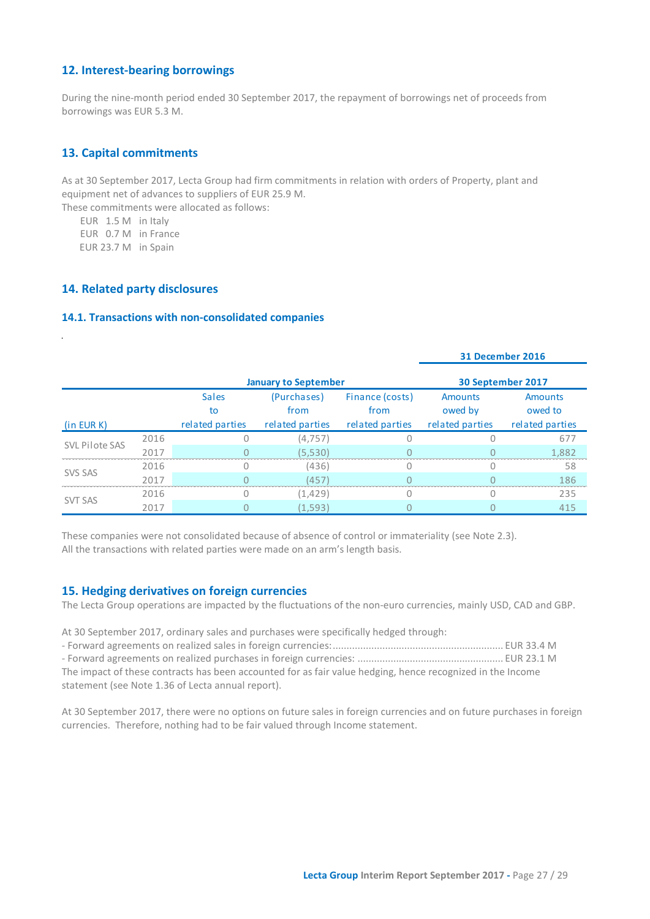## 12. Interest-bearing borrowings

During the nine-month period ended 30 September 2017, the repayment of borrowings net of proceeds from borrowings was EUR 5.3 M.

## 13. Capital commitments

As at 30 September 2017, Lecta Group had firm commitments in relation with orders of Property, plant and equipment net of advances to suppliers of EUR 25.9 M.
These commitments were allocated as follows:

EUR 1.5 M in Italy
EUR 0.7 M in France
EUR 23.7 M in Spain

## 14. Related party disclosures

### 14.1. Transactions with non-consolidated companies

| (in EUR K) | | January to September | | | 31 December 2016 / 30 September 2017 | |
|---|---|---|---|---|---|---|
| | | Sales to related parties | (Purchases) from related parties | Finance (costs) from related parties | Amounts owed by related parties | Amounts owed to related parties |
| SVL Pilote SAS | 2016 | 0 | (4,757) | 0 | 0 | 677 |
| | 2017 | 0 | (5,530) | 0 | 0 | 1,882 |
| SVS SAS | 2016 | 0 | (436) | 0 | 0 | 58 |
| | 2017 | 0 | (457) | 0 | 0 | 186 |
| SVT SAS | 2016 | 0 | (1,429) | 0 | 0 | 235 |
| | 2017 | 0 | (1,593) | 0 | 0 | 415 |

These companies were not consolidated because of absence of control or immateriality (see Note 2.3).
All the transactions with related parties were made on an arm's length basis.

## 15. Hedging derivatives on foreign currencies

The Lecta Group operations are impacted by the fluctuations of the non-euro currencies, mainly USD, CAD and GBP.

At 30 September 2017, ordinary sales and purchases were specifically hedged through:
- Forward agreements on realized sales in foreign currencies: ............................................................ EUR 33.4 M
- Forward agreements on realized purchases in foreign currencies: .................................................... EUR 23.1 M

The impact of these contracts has been accounted for as fair value hedging, hence recognized in the Income statement (see Note 1.36 of Lecta annual report).

At 30 September 2017, there were no options on future sales in foreign currencies and on future purchases in foreign currencies. Therefore, nothing had to be fair valued through Income statement.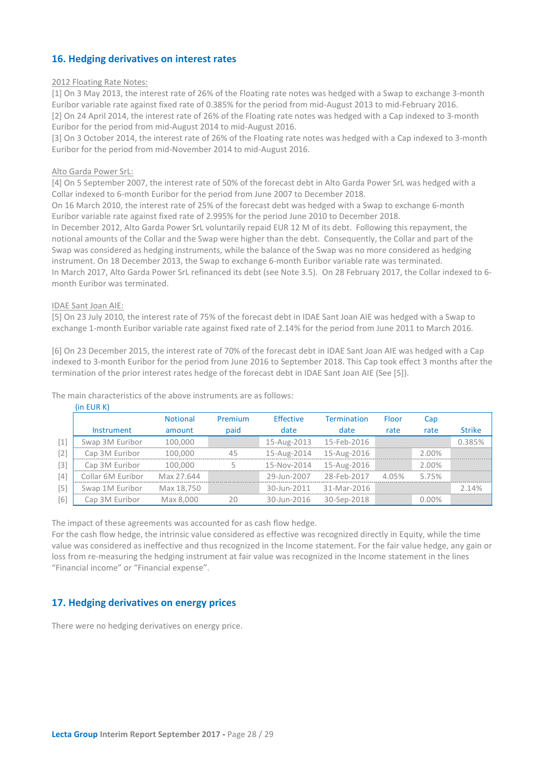## 16. Hedging derivatives on interest rates

2012 Floating Rate Notes:

[1] On 3 May 2013, the interest rate of 26% of the Floating rate notes was hedged with a Swap to exchange 3-month Euribor variable rate against fixed rate of 0.385% for the period from mid-August 2013 to mid-February 2016.

[2] On 24 April 2014, the interest rate of 26% of the Floating rate notes was hedged with a Cap indexed to 3-month Euribor for the period from mid-August 2014 to mid-August 2016.

[3] On 3 October 2014, the interest rate of 26% of the Floating rate notes was hedged with a Cap indexed to 3-month Euribor for the period from mid-November 2014 to mid-August 2016.

Alto Garda Power SrL:

[4] On 5 September 2007, the interest rate of 50% of the forecast debt in Alto Garda Power SrL was hedged with a Collar indexed to 6-month Euribor for the period from June 2007 to December 2018.

On 16 March 2010, the interest rate of 25% of the forecast debt was hedged with a Swap to exchange 6-month Euribor variable rate against fixed rate of 2.995% for the period June 2010 to December 2018.

In December 2012, Alto Garda Power SrL voluntarily repaid EUR 12 M of its debt. Following this repayment, the notional amounts of the Collar and the Swap were higher than the debt. Consequently, the Collar and part of the Swap was considered as hedging instruments, while the balance of the Swap was no more considered as hedging instrument. On 18 December 2013, the Swap to exchange 6-month Euribor variable rate was terminated.

In March 2017, Alto Garda Power SrL refinanced its debt (see Note 3.5). On 28 February 2017, the Collar indexed to 6-month Euribor was terminated.

IDAE Sant Joan AIE:

[5] On 23 July 2010, the interest rate of 75% of the forecast debt in IDAE Sant Joan AIE was hedged with a Swap to exchange 1-month Euribor variable rate against fixed rate of 2.14% for the period from June 2011 to March 2016.

[6] On 23 December 2015, the interest rate of 70% of the forecast debt in IDAE Sant Joan AIE was hedged with a Cap indexed to 3-month Euribor for the period from June 2016 to September 2018. This Cap took effect 3 months after the termination of the prior interest rates hedge of the forecast debt in IDAE Sant Joan AIE (See [5]).

The main characteristics of the above instruments are as follows:

(in EUR K)

| | Instrument | Notional amount | Premium paid | Effective date | Termination date | Floor rate | Cap rate | Strike |
|---|---|---|---|---|---|---|---|---|
| [1] | Swap 3M Euribor | 100,000 | | 15-Aug-2013 | 15-Feb-2016 | | | 0.385% |
| [2] | Cap 3M Euribor | 100,000 | 45 | 15-Aug-2014 | 15-Aug-2016 | | 2.00% | |
| [3] | Cap 3M Euribor | 100,000 | 5 | 15-Nov-2014 | 15-Aug-2016 | | 2.00% | |
| [4] | Collar 6M Euribor | Max 27.644 | | 29-Jun-2007 | 28-Feb-2017 | 4.05% | 5.75% | |
| [5] | Swap 1M Euribor | Max 18,750 | | 30-Jun-2011 | 31-Mar-2016 | | | 2.14% |
| [6] | Cap 3M Euribor | Max 8,000 | 20 | 30-Jun-2016 | 30-Sep-2018 | | 0.00% | |

The impact of these agreements was accounted for as cash flow hedge.

For the cash flow hedge, the intrinsic value considered as effective was recognized directly in Equity, while the time value was considered as ineffective and thus recognized in the Income statement. For the fair value hedge, any gain or loss from re-measuring the hedging instrument at fair value was recognized in the Income statement in the lines "Financial income" or "Financial expense".

## 17. Hedging derivatives on energy prices

There were no hedging derivatives on energy price.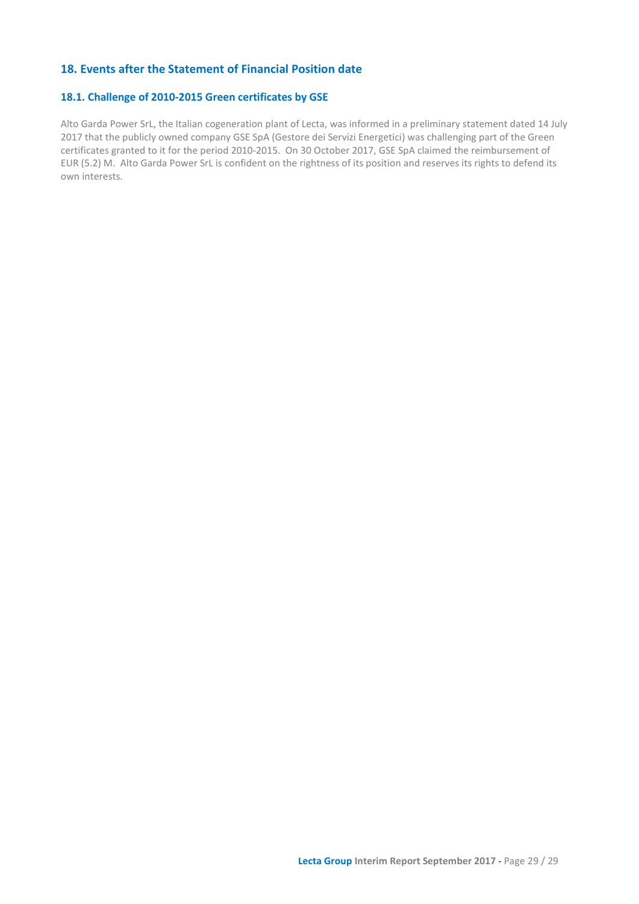## 18. Events after the Statement of Financial Position date

### 18.1. Challenge of 2010-2015 Green certificates by GSE

Alto Garda Power SrL, the Italian cogeneration plant of Lecta, was informed in a preliminary statement dated 14 July 2017 that the publicly owned company GSE SpA (Gestore dei Servizi Energetici) was challenging part of the Green certificates granted to it for the period 2010-2015. On 30 October 2017, GSE SpA claimed the reimbursement of EUR (5.2) M. Alto Garda Power SrL is confident on the rightness of its position and reserves its rights to defend its own interests.